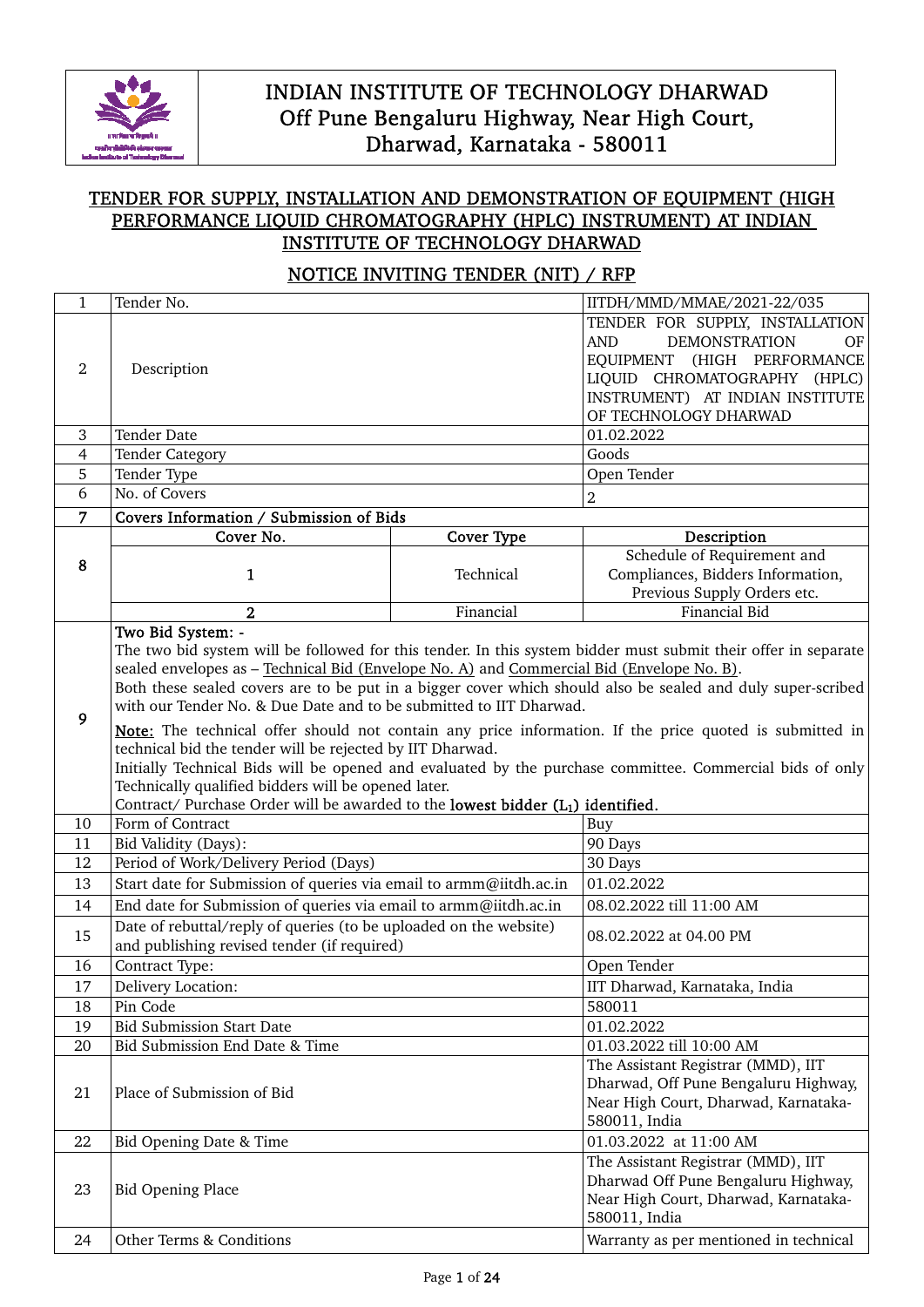# INDIAN INSTITUTE OF TECHNOLOGY DHARWAD
## Off Pune Bengaluru Highway, Near High Court, Dharwad, Karnataka - 580011

## TENDER FOR SUPPLY, INSTALLATION AND DEMONSTRATION OF EQUIPMENT (HIGH PERFORMANCE LIQUID CHROMATOGRAPHY (HPLC) INSTRUMENT) AT INDIAN INSTITUTE OF TECHNOLOGY DHARWAD

## NOTICE INVITING TENDER (NIT) / RFP

| | | | |
|---|---|---|---|
| 1 | Tender No. | | IITDH/MMD/MMAE/2021-22/035 |
| 2 | Description | | TENDER FOR SUPPLY, INSTALLATION AND DEMONSTRATION OF EQUIPMENT (HIGH PERFORMANCE LIQUID CHROMATOGRAPHY (HPLC) INSTRUMENT) AT INDIAN INSTITUTE OF TECHNOLOGY DHARWAD |
| 3 | Tender Date | | 01.02.2022 |
| 4 | Tender Category | | Goods |
| 5 | Tender Type | | Open Tender |
| 6 | No. of Covers | | 2 |
| **7** | **Covers Information / Submission of Bids** | | |
| **8** | **Cover No.** | **Cover Type** | **Description** |
| | 1 | Technical | Schedule of Requirement and Compliances, Bidders Information, Previous Supply Orders etc. |
| | 2 | Financial | Financial Bid |
| **9** | **Two Bid System: -** The two bid system will be followed for this tender. In this system bidder must submit their offer in separate sealed envelopes as – Technical Bid (Envelope No. A) and Commercial Bid (Envelope No. B). Both these sealed covers are to be put in a bigger cover which should also be sealed and duly super-scribed with our Tender No. & Due Date and to be submitted to IIT Dharwad. **Note:** The technical offer should not contain any price information. If the price quoted is submitted in technical bid the tender will be rejected by IIT Dharwad. Initially Technical Bids will be opened and evaluated by the purchase committee. Commercial bids of only Technically qualified bidders will be opened later. Contract/ Purchase Order will be awarded to the **lowest bidder ($L_1$) identified.** | | |
| 10 | Form of Contract | | Buy |
| 11 | Bid Validity (Days): | | 90 Days |
| 12 | Period of Work/Delivery Period (Days) | | 30 Days |
| 13 | Start date for Submission of queries via email to armm@iitdh.ac.in | | 01.02.2022 |
| 14 | End date for Submission of queries via email to armm@iitdh.ac.in | | 08.02.2022 till 11:00 AM |
| 15 | Date of rebuttal/reply of queries (to be uploaded on the website) and publishing revised tender (if required) | | 08.02.2022 at 04.00 PM |
| 16 | Contract Type: | | Open Tender |
| 17 | Delivery Location: | | IIT Dharwad, Karnataka, India |
| 18 | Pin Code | | 580011 |
| 19 | Bid Submission Start Date | | 01.02.2022 |
| 20 | Bid Submission End Date & Time | | 01.03.2022 till 10:00 AM |
| 21 | Place of Submission of Bid | | The Assistant Registrar (MMD), IIT Dharwad, Off Pune Bengaluru Highway, Near High Court, Dharwad, Karnataka-580011, India |
| 22 | Bid Opening Date & Time | | 01.03.2022 at 11:00 AM |
| 23 | Bid Opening Place | | The Assistant Registrar (MMD), IIT Dharwad Off Pune Bengaluru Highway, Near High Court, Dharwad, Karnataka-580011, India |
| 24 | Other Terms & Conditions | | Warranty as per mentioned in technical |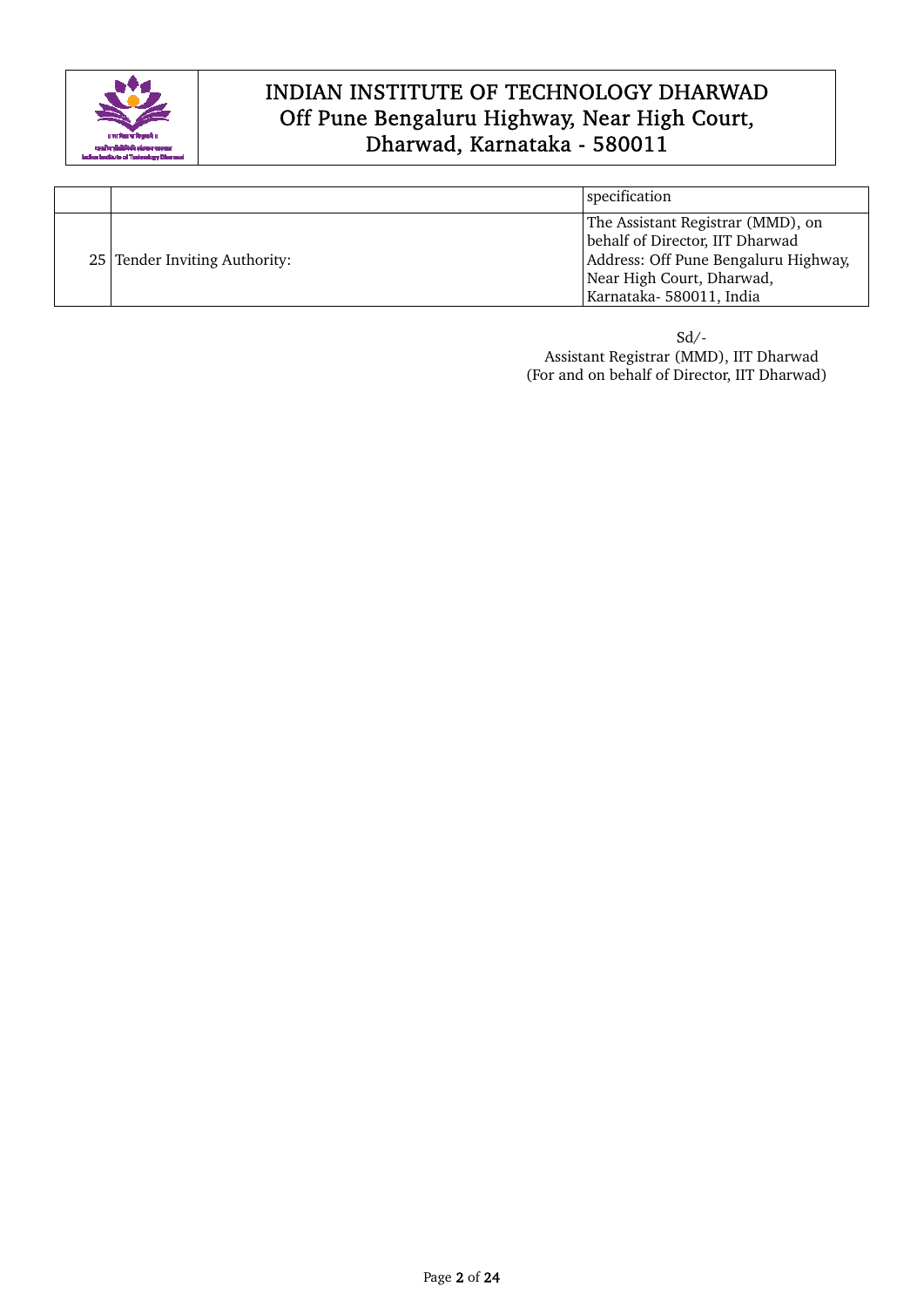| | | |
|---|---|---|
| | | specification |
| 25 | Tender Inviting Authority: | The Assistant Registrar (MMD), on behalf of Director, IIT Dharwad<br>Address: Off Pune Bengaluru Highway, Near High Court, Dharwad, Karnataka- 580011, India |

Sd/-
Assistant Registrar (MMD), IIT Dharwad
(For and on behalf of Director, IIT Dharwad)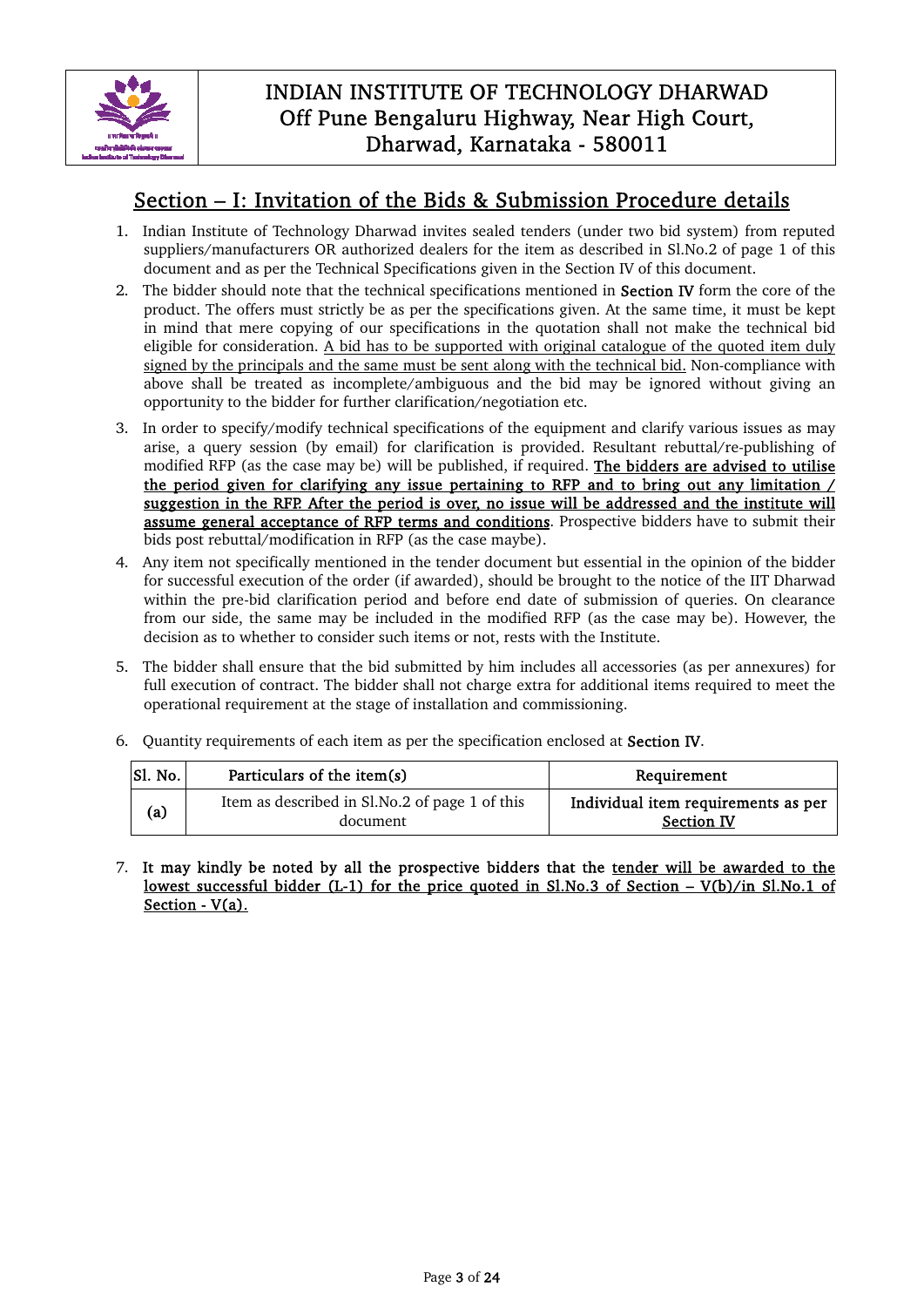INDIAN INSTITUTE OF TECHNOLOGY DHARWAD
Off Pune Bengaluru Highway, Near High Court,
Dharwad, Karnataka - 580011

## Section – I: Invitation of the Bids & Submission Procedure details

1. Indian Institute of Technology Dharwad invites sealed tenders (under two bid system) from reputed suppliers/manufacturers OR authorized dealers for the item as described in Sl.No.2 of page 1 of this document and as per the Technical Specifications given in the Section IV of this document.
2. The bidder should note that the technical specifications mentioned in **Section IV** form the core of the product. The offers must strictly be as per the specifications given. At the same time, it must be kept in mind that mere copying of our specifications in the quotation shall not make the technical bid eligible for consideration. A bid has to be supported with original catalogue of the quoted item duly signed by the principals and the same must be sent along with the technical bid. Non-compliance with above shall be treated as incomplete/ambiguous and the bid may be ignored without giving an opportunity to the bidder for further clarification/negotiation etc.
3. In order to specify/modify technical specifications of the equipment and clarify various issues as may arise, a query session (by email) for clarification is provided. Resultant rebuttal/re-publishing of modified RFP (as the case may be) will be published, if required. **The bidders are advised to utilise the period given for clarifying any issue pertaining to RFP and to bring out any limitation / suggestion in the RFP. After the period is over, no issue will be addressed and the institute will assume general acceptance of RFP terms and conditions**. Prospective bidders have to submit their bids post rebuttal/modification in RFP (as the case maybe).
4. Any item not specifically mentioned in the tender document but essential in the opinion of the bidder for successful execution of the order (if awarded), should be brought to the notice of the IIT Dharwad within the pre-bid clarification period and before end date of submission of queries. On clearance from our side, the same may be included in the modified RFP (as the case may be). However, the decision as to whether to consider such items or not, rests with the Institute.
5. The bidder shall ensure that the bid submitted by him includes all accessories (as per annexures) for full execution of contract. The bidder shall not charge extra for additional items required to meet the operational requirement at the stage of installation and commissioning.
6. Quantity requirements of each item as per the specification enclosed at **Section IV**.

| Sl. No. | Particulars of the item(s) | Requirement |
|---|---|---|
| **(a)** | Item as described in Sl.No.2 of page 1 of this document | **Individual item requirements as per Section IV** |

7. **It may kindly be noted by all the prospective bidders that the tender will be awarded to the lowest successful bidder (L-1) for the price quoted in Sl.No.3 of Section – V(b)/in Sl.No.1 of Section - V(a).**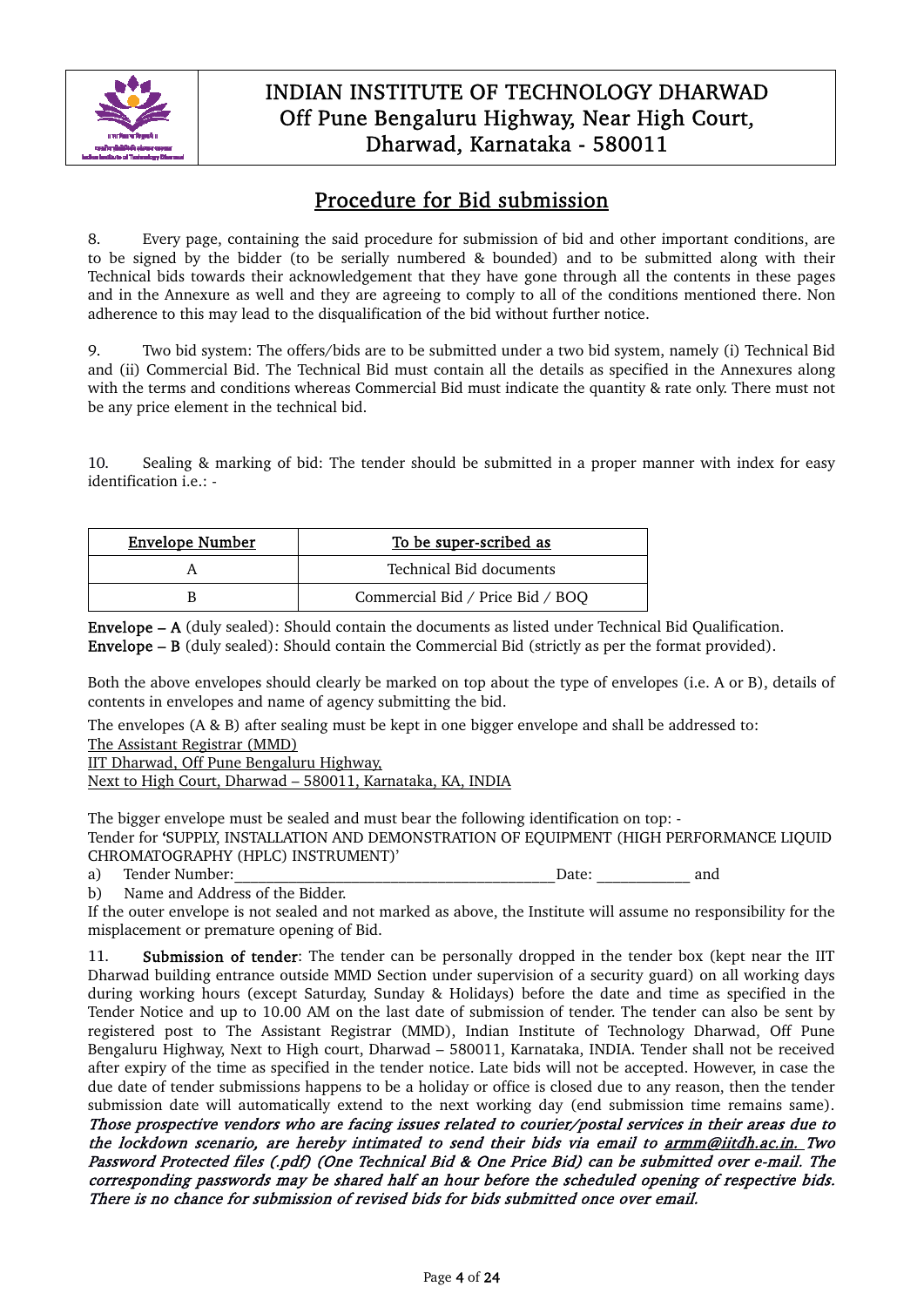# INDIAN INSTITUTE OF TECHNOLOGY DHARWAD
Off Pune Bengaluru Highway, Near High Court,
Dharwad, Karnataka - 580011

## Procedure for Bid submission

8. Every page, containing the said procedure for submission of bid and other important conditions, are to be signed by the bidder (to be serially numbered & bounded) and to be submitted along with their Technical bids towards their acknowledgement that they have gone through all the contents in these pages and in the Annexure as well and they are agreeing to comply to all of the conditions mentioned there. Non adherence to this may lead to the disqualification of the bid without further notice.

9. Two bid system: The offers/bids are to be submitted under a two bid system, namely (i) Technical Bid and (ii) Commercial Bid. The Technical Bid must contain all the details as specified in the Annexures along with the terms and conditions whereas Commercial Bid must indicate the quantity & rate only. There must not be any price element in the technical bid.

10. Sealing & marking of bid: The tender should be submitted in a proper manner with index for easy identification i.e.: -

| Envelope Number | To be super-scribed as |
|---|---|
| A | Technical Bid documents |
| B | Commercial Bid / Price Bid / BOQ |

**Envelope – A** (duly sealed): Should contain the documents as listed under Technical Bid Qualification.
**Envelope – B** (duly sealed): Should contain the Commercial Bid (strictly as per the format provided).

Both the above envelopes should clearly be marked on top about the type of envelopes (i.e. A or B), details of contents in envelopes and name of agency submitting the bid.

The envelopes (A & B) after sealing must be kept in one bigger envelope and shall be addressed to:
The Assistant Registrar (MMD)
IIT Dharwad, Off Pune Bengaluru Highway,
Next to High Court, Dharwad – 580011, Karnataka, KA, INDIA

The bigger envelope must be sealed and must bear the following identification on top: -
Tender for 'SUPPLY, INSTALLATION AND DEMONSTRATION OF EQUIPMENT (HIGH PERFORMANCE LIQUID CHROMATOGRAPHY (HPLC) INSTRUMENT)'

a) Tender Number:________________________________________Date: ____________ and
b) Name and Address of the Bidder.

If the outer envelope is not sealed and not marked as above, the Institute will assume no responsibility for the misplacement or premature opening of Bid.

11. **Submission of tender**: The tender can be personally dropped in the tender box (kept near the IIT Dharwad building entrance outside MMD Section under supervision of a security guard) on all working days during working hours (except Saturday, Sunday & Holidays) before the date and time as specified in the Tender Notice and up to 10.00 AM on the last date of submission of tender. The tender can also be sent by registered post to The Assistant Registrar (MMD), Indian Institute of Technology Dharwad, Off Pune Bengaluru Highway, Next to High court, Dharwad – 580011, Karnataka, INDIA. Tender shall not be received after expiry of the time as specified in the tender notice. Late bids will not be accepted. However, in case the due date of tender submissions happens to be a holiday or office is closed due to any reason, then the tender submission date will automatically extend to the next working day (end submission time remains same). *Those prospective vendors who are facing issues related to courier/postal services in their areas due to the lockdown scenario, are hereby intimated to send their bids via email to armm@iitdh.ac.in. Two Password Protected files (.pdf) (One Technical Bid & One Price Bid) can be submitted over e-mail. The corresponding passwords may be shared half an hour before the scheduled opening of respective bids. There is no chance for submission of revised bids for bids submitted once over email.*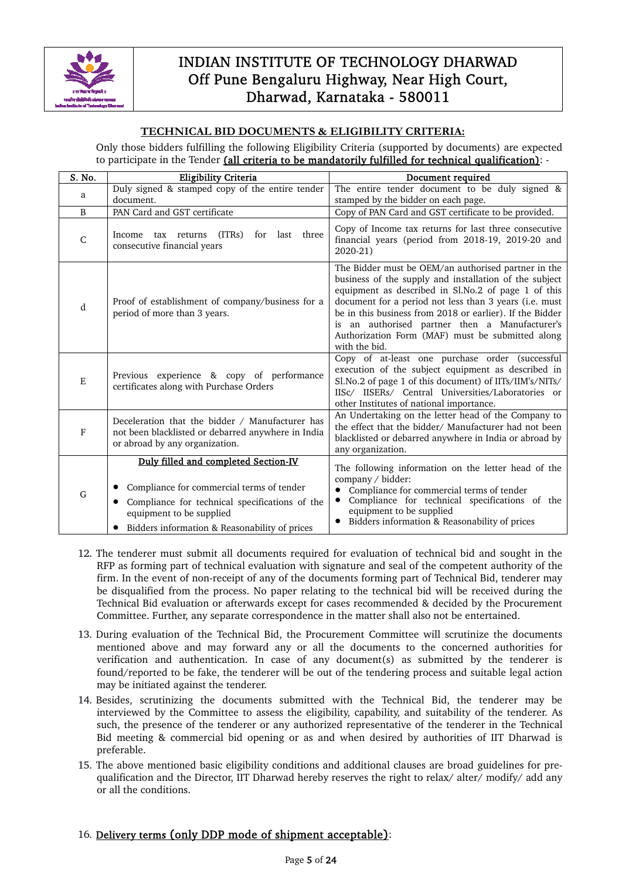# INDIAN INSTITUTE OF TECHNOLOGY DHARWAD
## Off Pune Bengaluru Highway, Near High Court, Dharwad, Karnataka - 580011

**TECHNICAL BID DOCUMENTS & ELIGIBILITY CRITERIA:**

Only those bidders fulfilling the following Eligibility Criteria (supported by documents) are expected to participate in the Tender **(all criteria to be mandatorily fulfilled for technical qualification)**: -

| S. No. | Eligibility Criteria | Document required |
|---|---|---|
| a | Duly signed & stamped copy of the entire tender document. | The entire tender document to be duly signed & stamped by the bidder on each page. |
| B | PAN Card and GST certificate | Copy of PAN Card and GST certificate to be provided. |
| C | Income tax returns (ITRs) for last three consecutive financial years | Copy of Income tax returns for last three consecutive financial years (period from 2018-19, 2019-20 and 2020-21) |
| d | Proof of establishment of company/business for a period of more than 3 years. | The Bidder must be OEM/an authorised partner in the business of the supply and installation of the subject equipment as described in Sl.No.2 of page 1 of this document for a period not less than 3 years (i.e. must be in this business from 2018 or earlier). If the Bidder is an authorised partner then a Manufacturer's Authorization Form (MAF) must be submitted along with the bid. |
| E | Previous experience & copy of performance certificates along with Purchase Orders | Copy of at-least one purchase order (successful execution of the subject equipment as described in Sl.No.2 of page 1 of this document) of IITs/IIM's/NITs/ IISc/ IISERs/ Central Universities/Laboratories or other Institutes of national importance. |
| F | Deceleration that the bidder / Manufacturer has not been blacklisted or debarred anywhere in India or abroad by any organization. | An Undertaking on the letter head of the Company to the effect that the bidder/ Manufacturer had not been blacklisted or debarred anywhere in India or abroad by any organization. |
| G | **Duly filled and completed Section-IV**<br>• Compliance for commercial terms of tender<br>• Compliance for technical specifications of the equipment to be supplied<br>• Bidders information & Reasonability of prices | The following information on the letter head of the company / bidder:<br>• Compliance for commercial terms of tender<br>• Compliance for technical specifications of the equipment to be supplied<br>• Bidders information & Reasonability of prices |

12. The tenderer must submit all documents required for evaluation of technical bid and sought in the RFP as forming part of technical evaluation with signature and seal of the competent authority of the firm. In the event of non-receipt of any of the documents forming part of Technical Bid, tenderer may be disqualified from the process. No paper relating to the technical bid will be received during the Technical Bid evaluation or afterwards except for cases recommended & decided by the Procurement Committee. Further, any separate correspondence in the matter shall also not be entertained.

13. During evaluation of the Technical Bid, the Procurement Committee will scrutinize the documents mentioned above and may forward any or all the documents to the concerned authorities for verification and authentication. In case of any document(s) as submitted by the tenderer is found/reported to be fake, the tenderer will be out of the tendering process and suitable legal action may be initiated against the tenderer.

14. Besides, scrutinizing the documents submitted with the Technical Bid, the tenderer may be interviewed by the Committee to assess the eligibility, capability, and suitability of the tenderer. As such, the presence of the tenderer or any authorized representative of the tenderer in the Technical Bid meeting & commercial bid opening or as and when desired by authorities of IIT Dharwad is preferable.

15. The above mentioned basic eligibility conditions and additional clauses are broad guidelines for pre-qualification and the Director, IIT Dharwad hereby reserves the right to relax/ alter/ modify/ add any or all the conditions.

16. **Delivery terms (only DDP mode of shipment acceptable)**: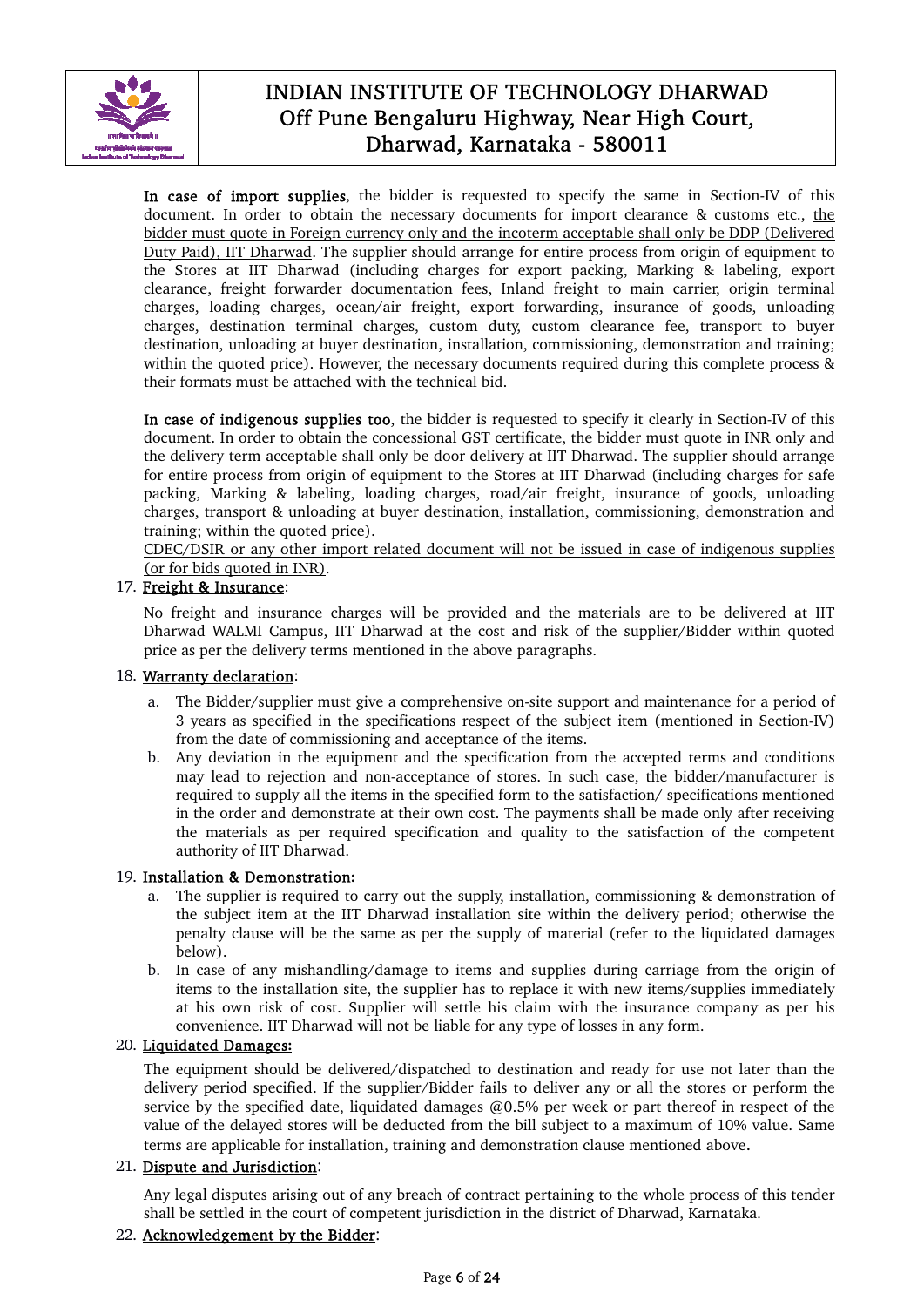**In case of import supplies**, the bidder is requested to specify the same in Section-IV of this document. In order to obtain the necessary documents for import clearance & customs etc., the bidder must quote in Foreign currency only and the incoterm acceptable shall only be DDP (Delivered Duty Paid), IIT Dharwad. The supplier should arrange for entire process from origin of equipment to the Stores at IIT Dharwad (including charges for export packing, Marking & labeling, export clearance, freight forwarder documentation fees, Inland freight to main carrier, origin terminal charges, loading charges, ocean/air freight, export forwarding, insurance of goods, unloading charges, destination terminal charges, custom duty, custom clearance fee, transport to buyer destination, unloading at buyer destination, installation, commissioning, demonstration and training; within the quoted price). However, the necessary documents required during this complete process & their formats must be attached with the technical bid.

**In case of indigenous supplies too**, the bidder is requested to specify it clearly in Section-IV of this document. In order to obtain the concessional GST certificate, the bidder must quote in INR only and the delivery term acceptable shall only be door delivery at IIT Dharwad. The supplier should arrange for entire process from origin of equipment to the Stores at IIT Dharwad (including charges for safe packing, Marking & labeling, loading charges, road/air freight, insurance of goods, unloading charges, transport & unloading at buyer destination, installation, commissioning, demonstration and training; within the quoted price).

CDEC/DSIR or any other import related document will not be issued in case of indigenous supplies (or for bids quoted in INR).

17. **Freight & Insurance**:

    No freight and insurance charges will be provided and the materials are to be delivered at IIT Dharwad WALMI Campus, IIT Dharwad at the cost and risk of the supplier/Bidder within quoted price as per the delivery terms mentioned in the above paragraphs.

18. **Warranty declaration**:

    a. The Bidder/supplier must give a comprehensive on-site support and maintenance for a period of 3 years as specified in the specifications respect of the subject item (mentioned in Section-IV) from the date of commissioning and acceptance of the items.

    b. Any deviation in the equipment and the specification from the accepted terms and conditions may lead to rejection and non-acceptance of stores. In such case, the bidder/manufacturer is required to supply all the items in the specified form to the satisfaction/ specifications mentioned in the order and demonstrate at their own cost. The payments shall be made only after receiving the materials as per required specification and quality to the satisfaction of the competent authority of IIT Dharwad.

19. **Installation & Demonstration:**

    a. The supplier is required to carry out the supply, installation, commissioning & demonstration of the subject item at the IIT Dharwad installation site within the delivery period; otherwise the penalty clause will be the same as per the supply of material (refer to the liquidated damages below).

    b. In case of any mishandling/damage to items and supplies during carriage from the origin of items to the installation site, the supplier has to replace it with new items/supplies immediately at his own risk of cost. Supplier will settle his claim with the insurance company as per his convenience. IIT Dharwad will not be liable for any type of losses in any form.

20. **Liquidated Damages:**

    The equipment should be delivered/dispatched to destination and ready for use not later than the delivery period specified. If the supplier/Bidder fails to deliver any or all the stores or perform the service by the specified date, liquidated damages @0.5% per week or part thereof in respect of the value of the delayed stores will be deducted from the bill subject to a maximum of 10% value. Same terms are applicable for installation, training and demonstration clause mentioned above.

21. **Dispute and Jurisdiction**:

    Any legal disputes arising out of any breach of contract pertaining to the whole process of this tender shall be settled in the court of competent jurisdiction in the district of Dharwad, Karnataka.

22. **Acknowledgement by the Bidder**: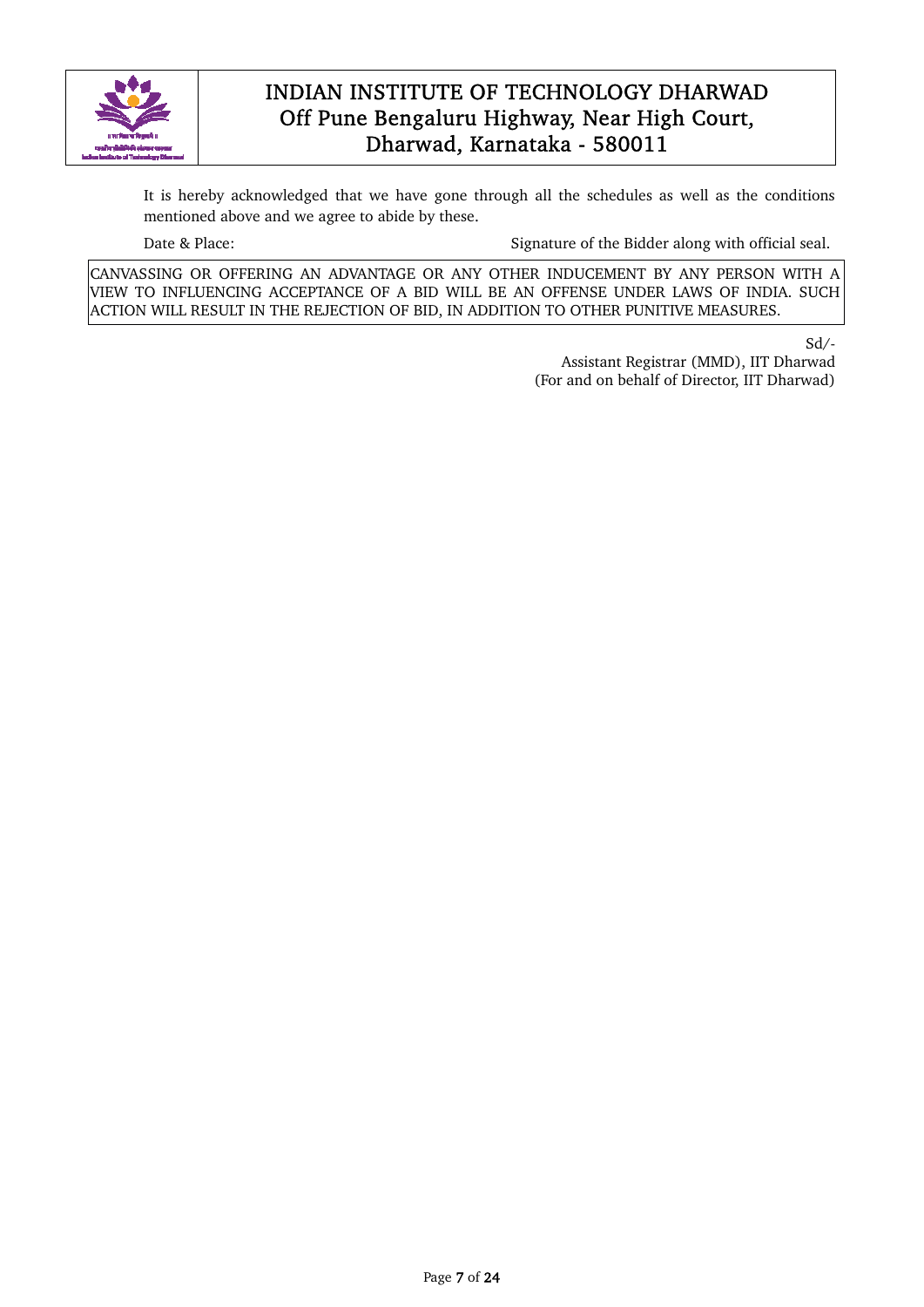# INDIAN INSTITUTE OF TECHNOLOGY DHARWAD
## Off Pune Bengaluru Highway, Near High Court, Dharwad, Karnataka - 580011

It is hereby acknowledged that we have gone through all the schedules as well as the conditions mentioned above and we agree to abide by these.

Date & Place: Signature of the Bidder along with official seal.

CANVASSING OR OFFERING AN ADVANTAGE OR ANY OTHER INDUCEMENT BY ANY PERSON WITH A VIEW TO INFLUENCING ACCEPTANCE OF A BID WILL BE AN OFFENSE UNDER LAWS OF INDIA. SUCH ACTION WILL RESULT IN THE REJECTION OF BID, IN ADDITION TO OTHER PUNITIVE MEASURES.

Sd/-
Assistant Registrar (MMD), IIT Dharwad
(For and on behalf of Director, IIT Dharwad)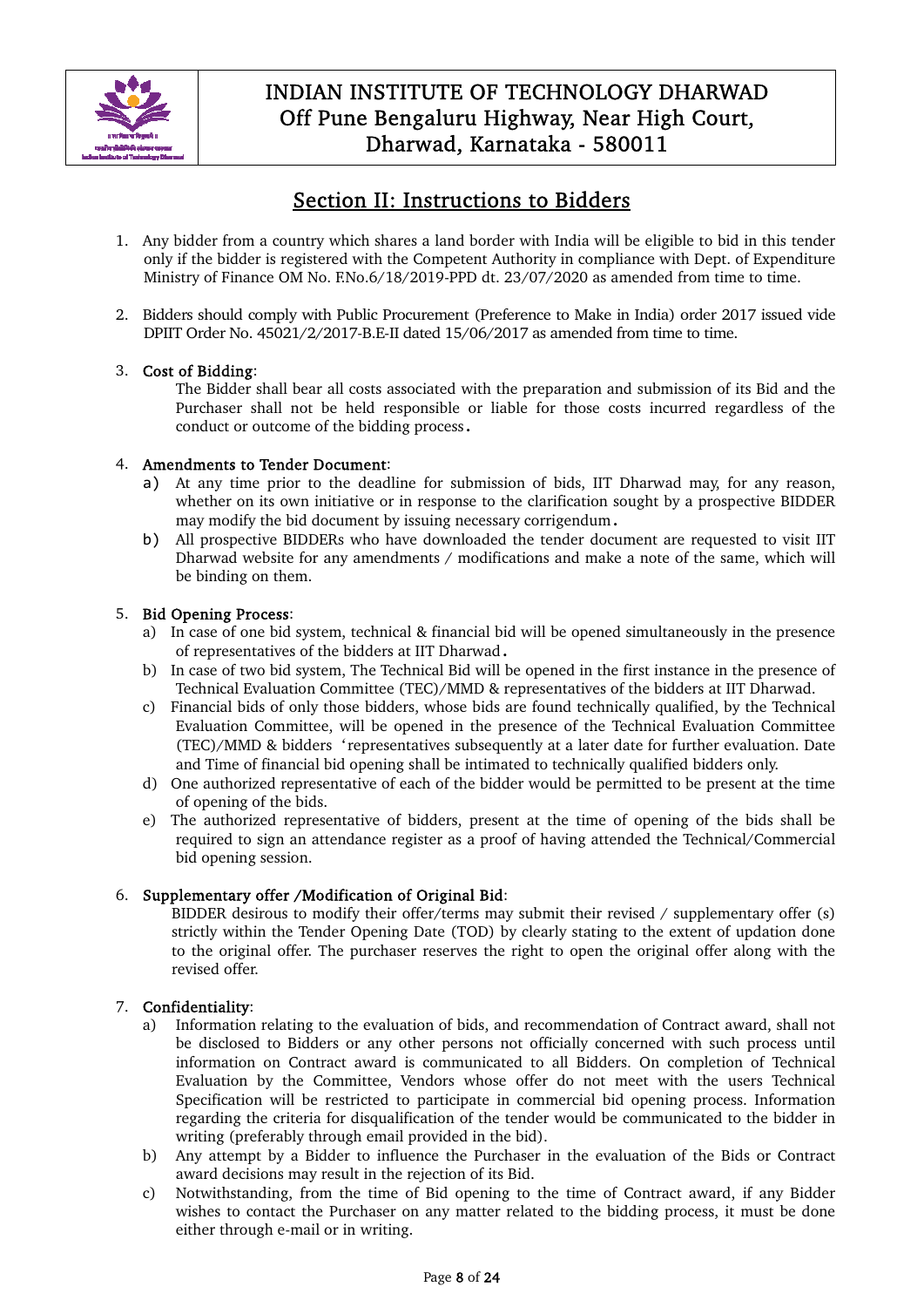## Section II: Instructions to Bidders

1. Any bidder from a country which shares a land border with India will be eligible to bid in this tender only if the bidder is registered with the Competent Authority in compliance with Dept. of Expenditure Ministry of Finance OM No. F.No.6/18/2019-PPD dt. 23/07/2020 as amended from time to time.

2. Bidders should comply with Public Procurement (Preference to Make in India) order 2017 issued vide DPIIT Order No. 45021/2/2017-B.E-II dated 15/06/2017 as amended from time to time.

3. **Cost of Bidding**:
   The Bidder shall bear all costs associated with the preparation and submission of its Bid and the Purchaser shall not be held responsible or liable for those costs incurred regardless of the conduct or outcome of the bidding process.

4. **Amendments to Tender Document**:
   a) At any time prior to the deadline for submission of bids, IIT Dharwad may, for any reason, whether on its own initiative or in response to the clarification sought by a prospective BIDDER may modify the bid document by issuing necessary corrigendum.
   b) All prospective BIDDERs who have downloaded the tender document are requested to visit IIT Dharwad website for any amendments / modifications and make a note of the same, which will be binding on them.

5. **Bid Opening Process**:
   a) In case of one bid system, technical & financial bid will be opened simultaneously in the presence of representatives of the bidders at IIT Dharwad.
   b) In case of two bid system, The Technical Bid will be opened in the first instance in the presence of Technical Evaluation Committee (TEC)/MMD & representatives of the bidders at IIT Dharwad.
   c) Financial bids of only those bidders, whose bids are found technically qualified, by the Technical Evaluation Committee, will be opened in the presence of the Technical Evaluation Committee (TEC)/MMD & bidders 'representatives subsequently at a later date for further evaluation. Date and Time of financial bid opening shall be intimated to technically qualified bidders only.
   d) One authorized representative of each of the bidder would be permitted to be present at the time of opening of the bids.
   e) The authorized representative of bidders, present at the time of opening of the bids shall be required to sign an attendance register as a proof of having attended the Technical/Commercial bid opening session.

6. **Supplementary offer /Modification of Original Bid**:
   BIDDER desirous to modify their offer/terms may submit their revised / supplementary offer (s) strictly within the Tender Opening Date (TOD) by clearly stating to the extent of updation done to the original offer. The purchaser reserves the right to open the original offer along with the revised offer.

7. **Confidentiality**:
   a) Information relating to the evaluation of bids, and recommendation of Contract award, shall not be disclosed to Bidders or any other persons not officially concerned with such process until information on Contract award is communicated to all Bidders. On completion of Technical Evaluation by the Committee, Vendors whose offer do not meet with the users Technical Specification will be restricted to participate in commercial bid opening process. Information regarding the criteria for disqualification of the tender would be communicated to the bidder in writing (preferably through email provided in the bid).
   b) Any attempt by a Bidder to influence the Purchaser in the evaluation of the Bids or Contract award decisions may result in the rejection of its Bid.
   c) Notwithstanding, from the time of Bid opening to the time of Contract award, if any Bidder wishes to contact the Purchaser on any matter related to the bidding process, it must be done either through e-mail or in writing.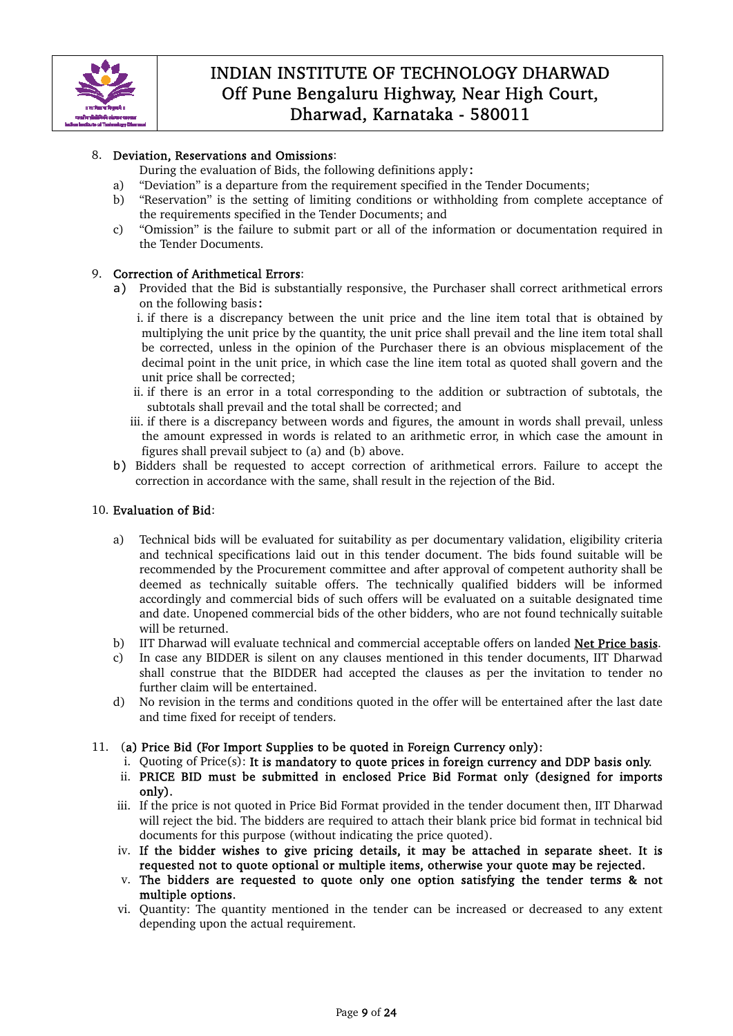8. **Deviation, Reservations and Omissions**:

   During the evaluation of Bids, the following definitions apply:

   a) "Deviation" is a departure from the requirement specified in the Tender Documents;
   b) "Reservation" is the setting of limiting conditions or withholding from complete acceptance of the requirements specified in the Tender Documents; and
   c) "Omission" is the failure to submit part or all of the information or documentation required in the Tender Documents.

9. **Correction of Arithmetical Errors**:

   a) Provided that the Bid is substantially responsive, the Purchaser shall correct arithmetical errors on the following basis:
      i. if there is a discrepancy between the unit price and the line item total that is obtained by multiplying the unit price by the quantity, the unit price shall prevail and the line item total shall be corrected, unless in the opinion of the Purchaser there is an obvious misplacement of the decimal point in the unit price, in which case the line item total as quoted shall govern and the unit price shall be corrected;
      ii. if there is an error in a total corresponding to the addition or subtraction of subtotals, the subtotals shall prevail and the total shall be corrected; and
      iii. if there is a discrepancy between words and figures, the amount in words shall prevail, unless the amount expressed in words is related to an arithmetic error, in which case the amount in figures shall prevail subject to (a) and (b) above.

   b) Bidders shall be requested to accept correction of arithmetical errors. Failure to accept the correction in accordance with the same, shall result in the rejection of the Bid.

10. **Evaluation of Bid**:

    a) Technical bids will be evaluated for suitability as per documentary validation, eligibility criteria and technical specifications laid out in this tender document. The bids found suitable will be recommended by the Procurement committee and after approval of competent authority shall be deemed as technically suitable offers. The technically qualified bidders will be informed accordingly and commercial bids of such offers will be evaluated on a suitable designated time and date. Unopened commercial bids of the other bidders, who are not found technically suitable will be returned.
    b) IIT Dharwad will evaluate technical and commercial acceptable offers on landed **Net Price basis**.
    c) In case any BIDDER is silent on any clauses mentioned in this tender documents, IIT Dharwad shall construe that the BIDDER had accepted the clauses as per the invitation to tender no further claim will be entertained.
    d) No revision in the terms and conditions quoted in the offer will be entertained after the last date and time fixed for receipt of tenders.

11. **(a) Price Bid (For Import Supplies to be quoted in Foreign Currency only)**:

    i. Quoting of Price(s): **It is mandatory to quote prices in foreign currency and DDP basis only.**
    ii. **PRICE BID must be submitted in enclosed Price Bid Format only (designed for imports only).**
    iii. If the price is not quoted in Price Bid Format provided in the tender document then, IIT Dharwad will reject the bid. The bidders are required to attach their blank price bid format in technical bid documents for this purpose (without indicating the price quoted).
    iv. **If the bidder wishes to give pricing details, it may be attached in separate sheet. It is requested not to quote optional or multiple items, otherwise your quote may be rejected.**
    v. **The bidders are requested to quote only one option satisfying the tender terms & not multiple options.**
    vi. Quantity: The quantity mentioned in the tender can be increased or decreased to any extent depending upon the actual requirement.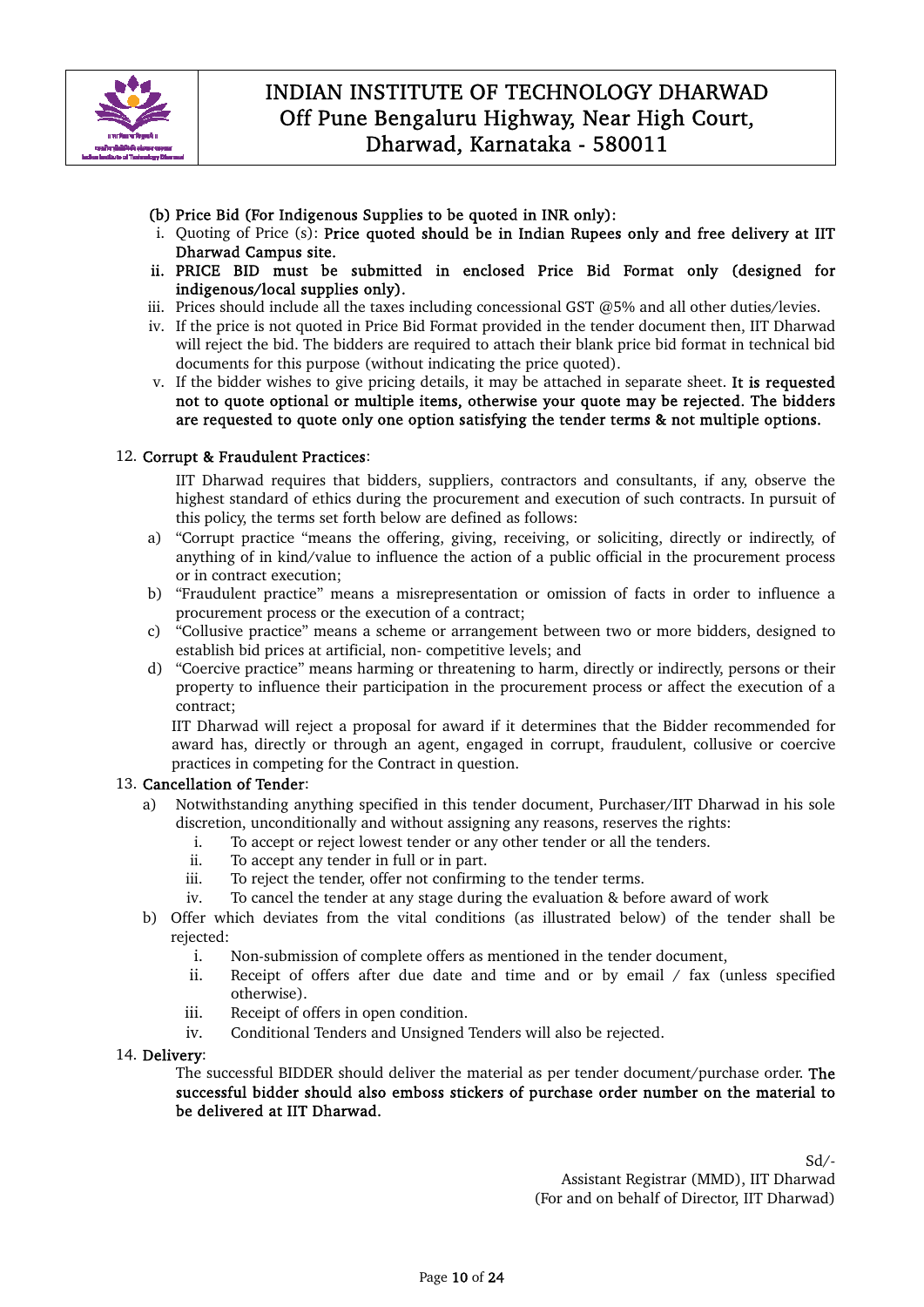**(b) Price Bid (For Indigenous Supplies to be quoted in INR only):**

i. Quoting of Price (s): **Price quoted should be in Indian Rupees only and free delivery at IIT Dharwad Campus site.**

ii. **PRICE BID must be submitted in enclosed Price Bid Format only (designed for indigenous/local supplies only).**

iii. Prices should include all the taxes including concessional GST @5% and all other duties/levies.

iv. If the price is not quoted in Price Bid Format provided in the tender document then, IIT Dharwad will reject the bid. The bidders are required to attach their blank price bid format in technical bid documents for this purpose (without indicating the price quoted).

v. If the bidder wishes to give pricing details, it may be attached in separate sheet. **It is requested not to quote optional or multiple items, otherwise your quote may be rejected. The bidders are requested to quote only one option satisfying the tender terms & not multiple options.**

12. **Corrupt & Fraudulent Practices**:

IIT Dharwad requires that bidders, suppliers, contractors and consultants, if any, observe the highest standard of ethics during the procurement and execution of such contracts. In pursuit of this policy, the terms set forth below are defined as follows:

a) "Corrupt practice "means the offering, giving, receiving, or soliciting, directly or indirectly, of anything of in kind/value to influence the action of a public official in the procurement process or in contract execution;

b) "Fraudulent practice" means a misrepresentation or omission of facts in order to influence a procurement process or the execution of a contract;

c) "Collusive practice" means a scheme or arrangement between two or more bidders, designed to establish bid prices at artificial, non- competitive levels; and

d) "Coercive practice" means harming or threatening to harm, directly or indirectly, persons or their property to influence their participation in the procurement process or affect the execution of a contract;

IIT Dharwad will reject a proposal for award if it determines that the Bidder recommended for award has, directly or through an agent, engaged in corrupt, fraudulent, collusive or coercive practices in competing for the Contract in question.

13. **Cancellation of Tender**:

a) Notwithstanding anything specified in this tender document, Purchaser/IIT Dharwad in his sole discretion, unconditionally and without assigning any reasons, reserves the rights:
   i. To accept or reject lowest tender or any other tender or all the tenders.
   ii. To accept any tender in full or in part.
   iii. To reject the tender, offer not confirming to the tender terms.
   iv. To cancel the tender at any stage during the evaluation & before award of work

b) Offer which deviates from the vital conditions (as illustrated below) of the tender shall be rejected:
   i. Non-submission of complete offers as mentioned in the tender document,
   ii. Receipt of offers after due date and time and or by email / fax (unless specified otherwise).
   iii. Receipt of offers in open condition.
   iv. Conditional Tenders and Unsigned Tenders will also be rejected.

14. **Delivery**:

The successful BIDDER should deliver the material as per tender document/purchase order. **The successful bidder should also emboss stickers of purchase order number on the material to be delivered at IIT Dharwad.**

Sd/-
Assistant Registrar (MMD), IIT Dharwad
(For and on behalf of Director, IIT Dharwad)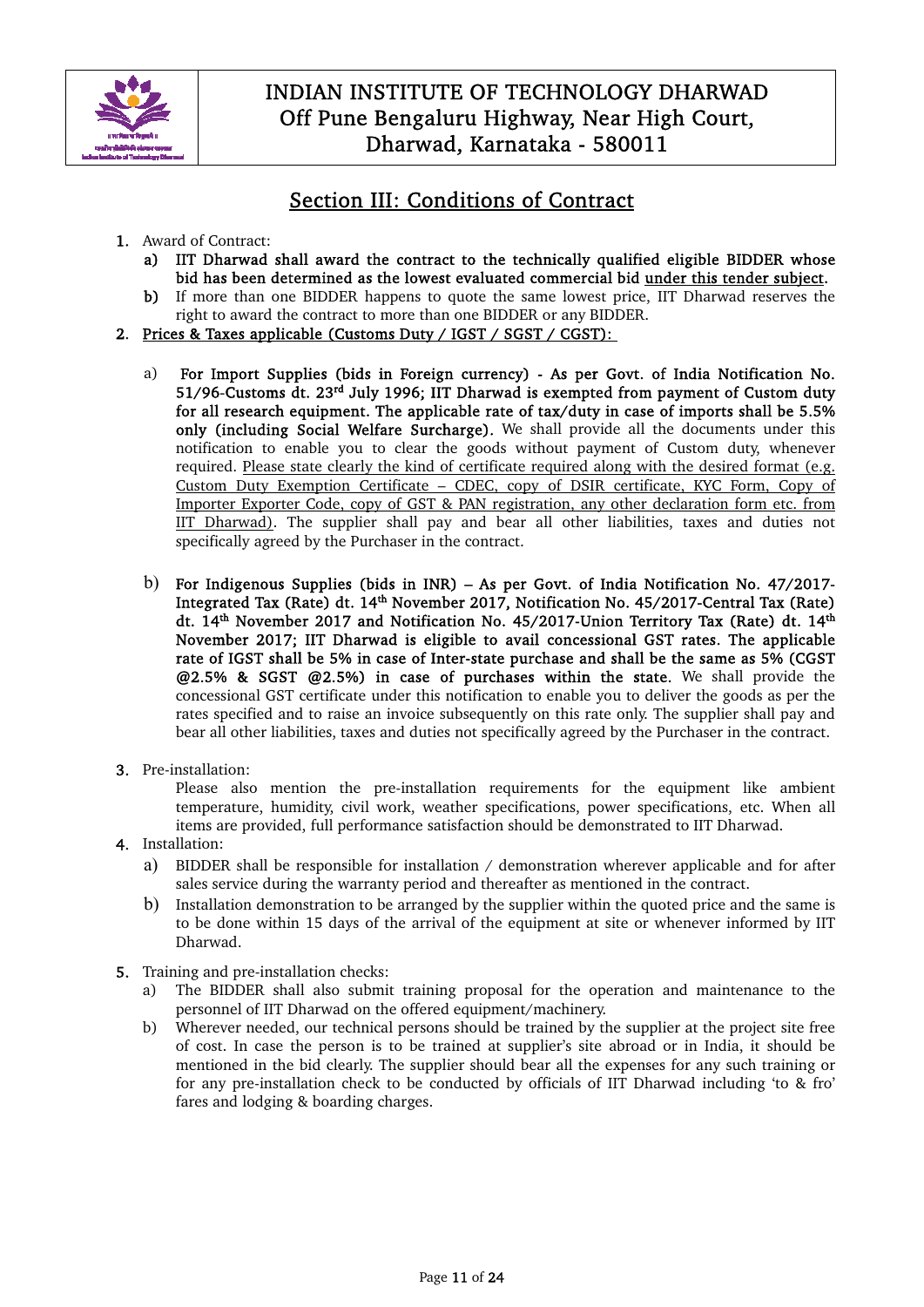# INDIAN INSTITUTE OF TECHNOLOGY DHARWAD
Off Pune Bengaluru Highway, Near High Court, Dharwad, Karnataka - 580011

## Section III: Conditions of Contract

1. Award of Contract:
   a) **IIT Dharwad shall award the contract to the technically qualified eligible BIDDER whose bid has been determined as the lowest evaluated commercial bid under this tender subject.**
   b) If more than one BIDDER happens to quote the same lowest price, IIT Dharwad reserves the right to award the contract to more than one BIDDER or any BIDDER.
2. Prices & Taxes applicable (Customs Duty / IGST / SGST / CGST):

   a) **For Import Supplies (bids in Foreign currency) - As per Govt. of India Notification No. 51/96-Customs dt. 23rd July 1996; IIT Dharwad is exempted from payment of Custom duty for all research equipment. The applicable rate of tax/duty in case of imports shall be 5.5% only (including Social Welfare Surcharge).** We shall provide all the documents under this notification to enable you to clear the goods without payment of Custom duty, whenever required. Please state clearly the kind of certificate required along with the desired format (e.g. Custom Duty Exemption Certificate – CDEC, copy of DSIR certificate, KYC Form, Copy of Importer Exporter Code, copy of GST & PAN registration, any other declaration form etc. from IIT Dharwad). The supplier shall pay and bear all other liabilities, taxes and duties not specifically agreed by the Purchaser in the contract.

   b) **For Indigenous Supplies (bids in INR) – As per Govt. of India Notification No. 47/2017-Integrated Tax (Rate) dt. 14th November 2017, Notification No. 45/2017-Central Tax (Rate) dt. 14th November 2017 and Notification No. 45/2017-Union Territory Tax (Rate) dt. 14th November 2017; IIT Dharwad is eligible to avail concessional GST rates. The applicable rate of IGST shall be 5% in case of Inter-state purchase and shall be the same as 5% (CGST @2.5% & SGST @2.5%) in case of purchases within the state.** We shall provide the concessional GST certificate under this notification to enable you to deliver the goods as per the rates specified and to raise an invoice subsequently on this rate only. The supplier shall pay and bear all other liabilities, taxes and duties not specifically agreed by the Purchaser in the contract.

3. Pre-installation:
   Please also mention the pre-installation requirements for the equipment like ambient temperature, humidity, civil work, weather specifications, power specifications, etc. When all items are provided, full performance satisfaction should be demonstrated to IIT Dharwad.
4. Installation:
   a) BIDDER shall be responsible for installation / demonstration wherever applicable and for after sales service during the warranty period and thereafter as mentioned in the contract.
   b) Installation demonstration to be arranged by the supplier within the quoted price and the same is to be done within 15 days of the arrival of the equipment at site or whenever informed by IIT Dharwad.
5. Training and pre-installation checks:
   a) The BIDDER shall also submit training proposal for the operation and maintenance to the personnel of IIT Dharwad on the offered equipment/machinery.
   b) Wherever needed, our technical persons should be trained by the supplier at the project site free of cost. In case the person is to be trained at supplier's site abroad or in India, it should be mentioned in the bid clearly. The supplier should bear all the expenses for any such training or for any pre-installation check to be conducted by officials of IIT Dharwad including 'to & fro' fares and lodging & boarding charges.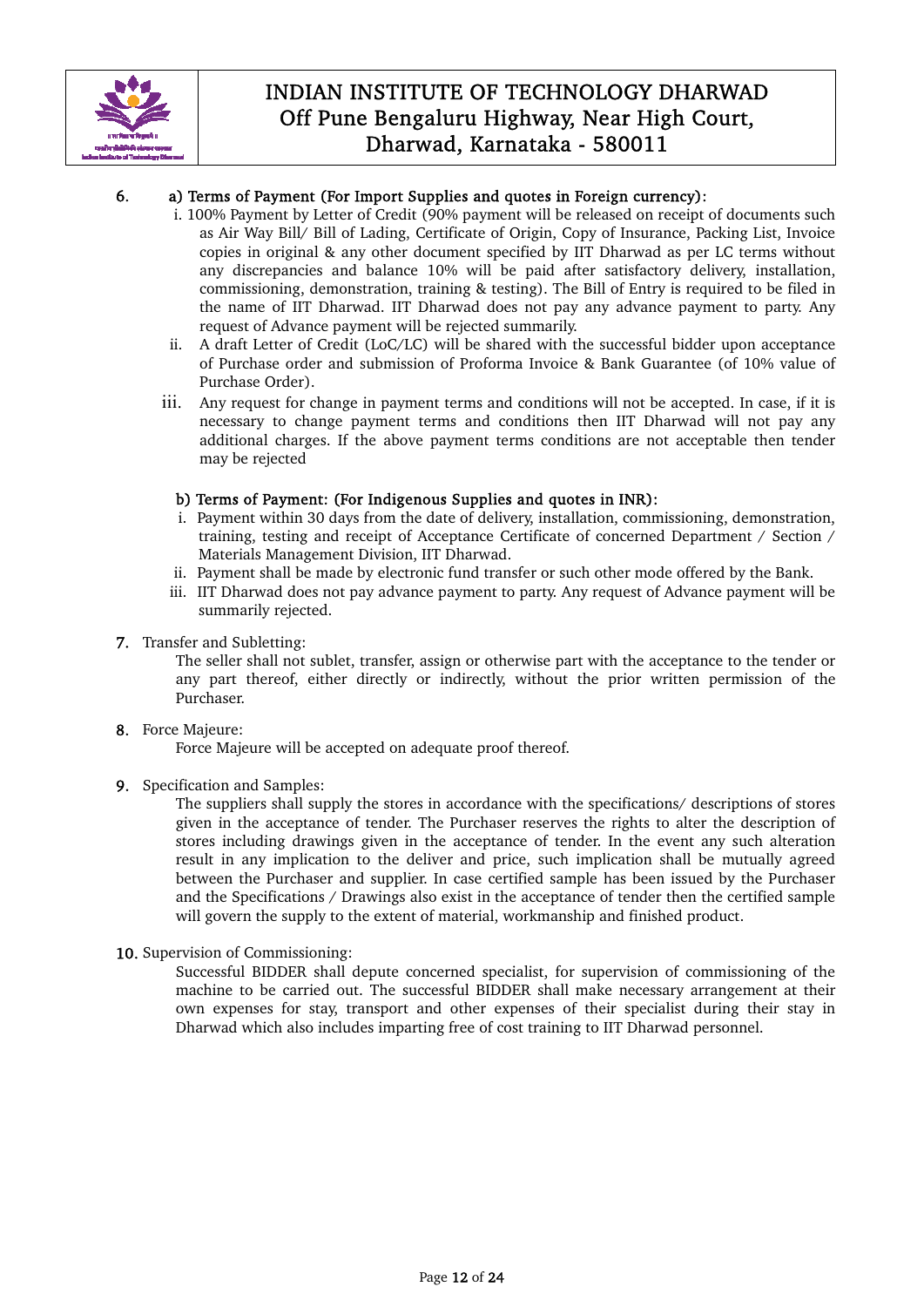6. **a) Terms of Payment (For Import Supplies and quotes in Foreign currency):**

   i. 100% Payment by Letter of Credit (90% payment will be released on receipt of documents such as Air Way Bill/ Bill of Lading, Certificate of Origin, Copy of Insurance, Packing List, Invoice copies in original & any other document specified by IIT Dharwad as per LC terms without any discrepancies and balance 10% will be paid after satisfactory delivery, installation, commissioning, demonstration, training & testing). The Bill of Entry is required to be filed in the name of IIT Dharwad. IIT Dharwad does not pay any advance payment to party. Any request of Advance payment will be rejected summarily.

   ii. A draft Letter of Credit (LoC/LC) will be shared with the successful bidder upon acceptance of Purchase order and submission of Proforma Invoice & Bank Guarantee (of 10% value of Purchase Order).

   iii. Any request for change in payment terms and conditions will not be accepted. In case, if it is necessary to change payment terms and conditions then IIT Dharwad will not pay any additional charges. If the above payment terms conditions are not acceptable then tender may be rejected

   **b) Terms of Payment: (For Indigenous Supplies and quotes in INR):**

   i. Payment within 30 days from the date of delivery, installation, commissioning, demonstration, training, testing and receipt of Acceptance Certificate of concerned Department / Section / Materials Management Division, IIT Dharwad.

   ii. Payment shall be made by electronic fund transfer or such other mode offered by the Bank.

   iii. IIT Dharwad does not pay advance payment to party. Any request of Advance payment will be summarily rejected.

7. Transfer and Subletting:

   The seller shall not sublet, transfer, assign or otherwise part with the acceptance to the tender or any part thereof, either directly or indirectly, without the prior written permission of the Purchaser.

8. Force Majeure:

   Force Majeure will be accepted on adequate proof thereof.

9. Specification and Samples:

   The suppliers shall supply the stores in accordance with the specifications/ descriptions of stores given in the acceptance of tender. The Purchaser reserves the rights to alter the description of stores including drawings given in the acceptance of tender. In the event any such alteration result in any implication to the deliver and price, such implication shall be mutually agreed between the Purchaser and supplier. In case certified sample has been issued by the Purchaser and the Specifications / Drawings also exist in the acceptance of tender then the certified sample will govern the supply to the extent of material, workmanship and finished product.

10. Supervision of Commissioning:

    Successful BIDDER shall depute concerned specialist, for supervision of commissioning of the machine to be carried out. The successful BIDDER shall make necessary arrangement at their own expenses for stay, transport and other expenses of their specialist during their stay in Dharwad which also includes imparting free of cost training to IIT Dharwad personnel.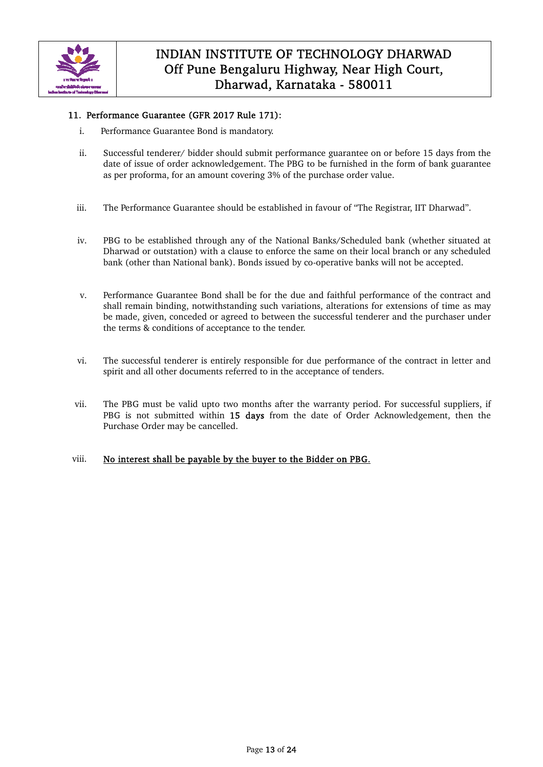### 11. Performance Guarantee (GFR 2017 Rule 171):

i. Performance Guarantee Bond is mandatory.

ii. Successful tenderer/ bidder should submit performance guarantee on or before 15 days from the date of issue of order acknowledgement. The PBG to be furnished in the form of bank guarantee as per proforma, for an amount covering 3% of the purchase order value.

iii. The Performance Guarantee should be established in favour of "The Registrar, IIT Dharwad".

iv. PBG to be established through any of the National Banks/Scheduled bank (whether situated at Dharwad or outstation) with a clause to enforce the same on their local branch or any scheduled bank (other than National bank). Bonds issued by co-operative banks will not be accepted.

v. Performance Guarantee Bond shall be for the due and faithful performance of the contract and shall remain binding, notwithstanding such variations, alterations for extensions of time as may be made, given, conceded or agreed to between the successful tenderer and the purchaser under the terms & conditions of acceptance to the tender.

vi. The successful tenderer is entirely responsible for due performance of the contract in letter and spirit and all other documents referred to in the acceptance of tenders.

vii. The PBG must be valid upto two months after the warranty period. For successful suppliers, if PBG is not submitted within **15 days** from the date of Order Acknowledgement, then the Purchase Order may be cancelled.

viii. **No interest shall be payable by the buyer to the Bidder on PBG.**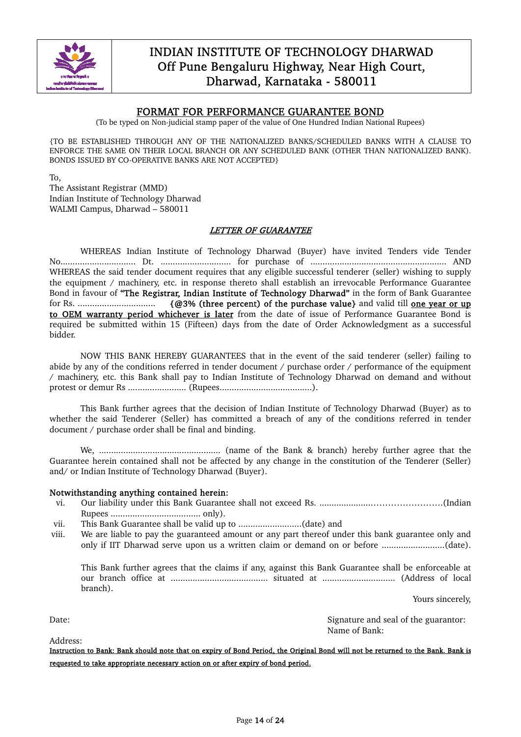# INDIAN INSTITUTE OF TECHNOLOGY DHARWAD
## Off Pune Bengaluru Highway, Near High Court, Dharwad, Karnataka - 580011

## FORMAT FOR PERFORMANCE GUARANTEE BOND

(To be typed on Non-judicial stamp paper of the value of One Hundred Indian National Rupees)

{TO BE ESTABLISHED THROUGH ANY OF THE NATIONALIZED BANKS/SCHEDULED BANKS WITH A CLAUSE TO ENFORCE THE SAME ON THEIR LOCAL BRANCH OR ANY SCHEDULED BANK (OTHER THAN NATIONALIZED BANK). BONDS ISSUED BY CO-OPERATIVE BANKS ARE NOT ACCEPTED}

To,
The Assistant Registrar (MMD)
Indian Institute of Technology Dharwad
WALMI Campus, Dharwad – 580011

### *LETTER OF GUARANTEE*

WHEREAS Indian Institute of Technology Dharwad (Buyer) have invited Tenders vide Tender No............................... Dt. ............................ for purchase of ........................................................ AND WHEREAS the said tender document requires that any eligible successful tenderer (seller) wishing to supply the equipment / machinery, etc. in response thereto shall establish an irrevocable Performance Guarantee Bond in favour of **"The Registrar, Indian Institute of Technology Dharwad"** in the form of Bank Guarantee for Rs. ................................ **{@3% (three percent) of the purchase value}** and valid till **one year or up to OEM warranty period whichever is later** from the date of issue of Performance Guarantee Bond is required be submitted within 15 (Fifteen) days from the date of Order Acknowledgment as a successful bidder.

NOW THIS BANK HEREBY GUARANTEES that in the event of the said tenderer (seller) failing to abide by any of the conditions referred in tender document / purchase order / performance of the equipment / machinery, etc. this Bank shall pay to Indian Institute of Technology Dharwad on demand and without protest or demur Rs ........................ (Rupees......................................).

This Bank further agrees that the decision of Indian Institute of Technology Dharwad (Buyer) as to whether the said Tenderer (Seller) has committed a breach of any of the conditions referred in tender document / purchase order shall be final and binding.

We, .................................................. (name of the Bank & branch) hereby further agree that the Guarantee herein contained shall not be affected by any change in the constitution of the Tenderer (Seller) and/ or Indian Institute of Technology Dharwad (Buyer).

**Notwithstanding anything contained herein:**

vi. Our liability under this Bank Guarantee shall not exceed Rs. .....................……………………(Indian Rupees ..................................... only).

vii. This Bank Guarantee shall be valid up to ..........................(date) and

viii. We are liable to pay the guaranteed amount or any part thereof under this bank guarantee only and only if IIT Dharwad serve upon us a written claim or demand on or before ..........................(date).

This Bank further agrees that the claims if any, against this Bank Guarantee shall be enforceable at our branch office at ........................................ situated at .............................. (Address of local branch).

Yours sincerely,

Date:

Signature and seal of the guarantor:
Name of Bank:

Address:

**Instruction to Bank: Bank should note that on expiry of Bond Period, the Original Bond will not be returned to the Bank. Bank is requested to take appropriate necessary action on or after expiry of bond period.**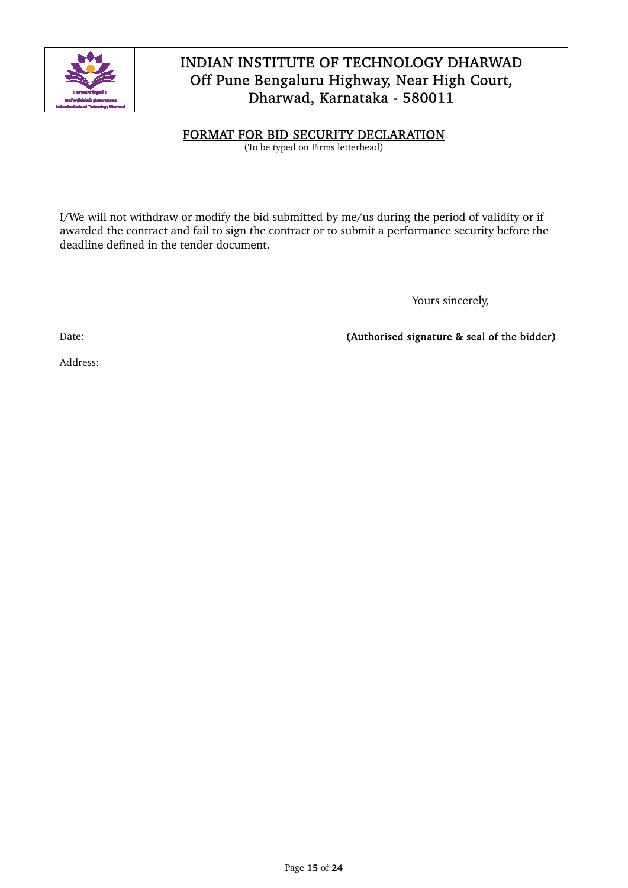# INDIAN INSTITUTE OF TECHNOLOGY DHARWAD
## Off Pune Bengaluru Highway, Near High Court, Dharwad, Karnataka - 580011

## FORMAT FOR BID SECURITY DECLARATION

(To be typed on Firms letterhead)

I/We will not withdraw or modify the bid submitted by me/us during the period of validity or if awarded the contract and fail to sign the contract or to submit a performance security before the deadline defined in the tender document.

Yours sincerely,

Date:

**(Authorised signature & seal of the bidder)**

Address: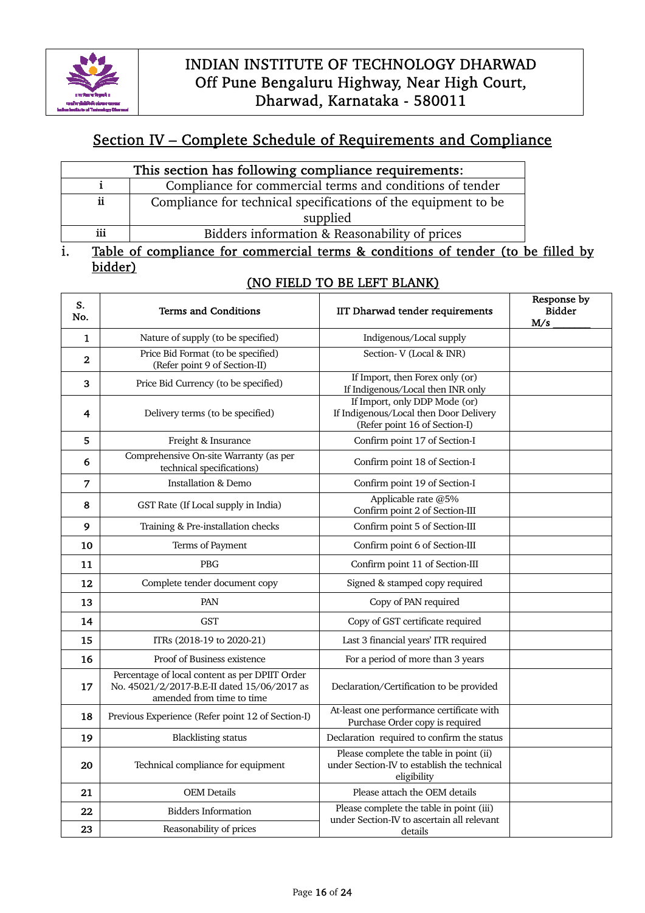INDIAN INSTITUTE OF TECHNOLOGY DHARWAD
Off Pune Bengaluru Highway, Near High Court,
Dharwad, Karnataka - 580011

# Section IV – Complete Schedule of Requirements and Compliance

| This section has following compliance requirements: | |
|---|---|
| i | Compliance for commercial terms and conditions of tender |
| ii | Compliance for technical specifications of the equipment to be supplied |
| iii | Bidders information & Reasonability of prices |

## i. Table of compliance for commercial terms & conditions of tender (to be filled by bidder)

**(NO FIELD TO BE LEFT BLANK)**

| S. No. | Terms and Conditions | IIT Dharwad tender requirements | Response by Bidder M/s _______ |
|---|---|---|---|
| 1 | Nature of supply (to be specified) | Indigenous/Local supply | |
| 2 | Price Bid Format (to be specified) (Refer point 9 of Section-II) | Section- V (Local & INR) | |
| 3 | Price Bid Currency (to be specified) | If Import, then Forex only (or) If Indigenous/Local then INR only | |
| 4 | Delivery terms (to be specified) | If Import, only DDP Mode (or) If Indigenous/Local then Door Delivery (Refer point 16 of Section-I) | |
| 5 | Freight & Insurance | Confirm point 17 of Section-I | |
| 6 | Comprehensive On-site Warranty (as per technical specifications) | Confirm point 18 of Section-I | |
| 7 | Installation & Demo | Confirm point 19 of Section-I | |
| 8 | GST Rate (If Local supply in India) | Applicable rate @5% Confirm point 2 of Section-III | |
| 9 | Training & Pre-installation checks | Confirm point 5 of Section-III | |
| 10 | Terms of Payment | Confirm point 6 of Section-III | |
| 11 | PBG | Confirm point 11 of Section-III | |
| 12 | Complete tender document copy | Signed & stamped copy required | |
| 13 | PAN | Copy of PAN required | |
| 14 | GST | Copy of GST certificate required | |
| 15 | ITRs (2018-19 to 2020-21) | Last 3 financial years' ITR required | |
| 16 | Proof of Business existence | For a period of more than 3 years | |
| 17 | Percentage of local content as per DPIIT Order No. 45021/2/2017-B.E-II dated 15/06/2017 as amended from time to time | Declaration/Certification to be provided | |
| 18 | Previous Experience (Refer point 12 of Section-I) | At-least one performance certificate with Purchase Order copy is required | |
| 19 | Blacklisting status | Declaration required to confirm the status | |
| 20 | Technical compliance for equipment | Please complete the table in point (ii) under Section-IV to establish the technical eligibility | |
| 21 | OEM Details | Please attach the OEM details | |
| 22 | Bidders Information | Please complete the table in point (iii) under Section-IV to ascertain all relevant details | |
| 23 | Reasonability of prices | | |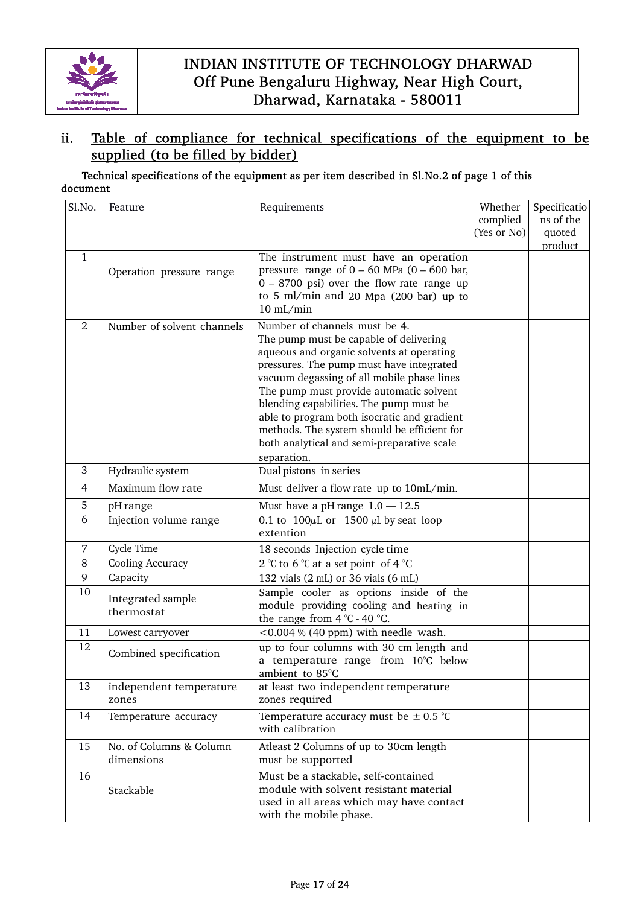# INDIAN INSTITUTE OF TECHNOLOGY DHARWAD
Off Pune Bengaluru Highway, Near High Court, Dharwad, Karnataka - 580011

## ii. Table of compliance for technical specifications of the equipment to be supplied (to be filled by bidder)

**Technical specifications of the equipment as per item described in Sl.No.2 of page 1 of this document**

| Sl.No. | Feature | Requirements | Whether complied (Yes or No) | Specifications of the quoted product |
|---|---|---|---|---|
| 1 | Operation pressure range | The instrument must have an operation pressure range of 0 – 60 MPa (0 – 600 bar, 0 – 8700 psi) over the flow rate range up to 5 ml/min and 20 Mpa (200 bar) up to 10 mL/min | | |
| 2 | Number of solvent channels | Number of channels must be 4. The pump must be capable of delivering aqueous and organic solvents at operating pressures. The pump must have integrated vacuum degassing of all mobile phase lines The pump must provide automatic solvent blending capabilities. The pump must be able to program both isocratic and gradient methods. The system should be efficient for both analytical and semi-preparative scale separation. | | |
| 3 | Hydraulic system | Dual pistons in series | | |
| 4 | Maximum flow rate | Must deliver a flow rate up to 10mL/min. | | |
| 5 | pH range | Must have a pH range 1.0 — 12.5 | | |
| 6 | Injection volume range | 0.1 to 100µL or 1500 µL by seat loop extention | | |
| 7 | Cycle Time | 18 seconds Injection cycle time | | |
| 8 | Cooling Accuracy | 2 °C to 6 °C at a set point of 4 °C | | |
| 9 | Capacity | 132 vials (2 mL) or 36 vials (6 mL) | | |
| 10 | Integrated sample thermostat | Sample cooler as options inside of the module providing cooling and heating in the range from 4 °C - 40 °C. | | |
| 11 | Lowest carryover | <0.004 % (40 ppm) with needle wash. | | |
| 12 | Combined specification | up to four columns with 30 cm length and a temperature range from 10°C below ambient to 85°C | | |
| 13 | independent temperature zones | at least two independent temperature zones required | | |
| 14 | Temperature accuracy | Temperature accuracy must be ± 0.5 °C with calibration | | |
| 15 | No. of Columns & Column dimensions | Atleast 2 Columns of up to 30cm length must be supported | | |
| 16 | Stackable | Must be a stackable, self-contained module with solvent resistant material used in all areas which may have contact with the mobile phase. | | |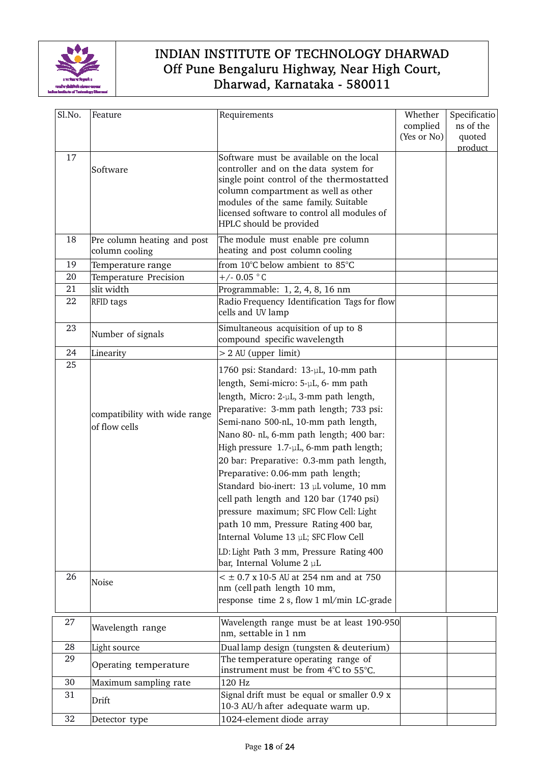# INDIAN INSTITUTE OF TECHNOLOGY DHARWAD
## Off Pune Bengaluru Highway, Near High Court, Dharwad, Karnataka - 580011

| Sl.No. | Feature | Requirements | Whether complied (Yes or No) | Specifications of the quoted product |
|---|---|---|---|---|
| 17 | Software | Software must be available on the local controller and on the data system for single point control of the thermostatted column compartment as well as other modules of the same family. Suitable licensed software to control all modules of HPLC should be provided | | |
| 18 | Pre column heating and post column cooling | The module must enable pre column heating and post column cooling | | |
| 19 | Temperature range | from 10°C below ambient to 85°C | | |
| 20 | Temperature Precision | +/- 0.05 °C | | |
| 21 | slit width | Programmable: 1, 2, 4, 8, 16 nm | | |
| 22 | RFID tags | Radio Frequency Identification Tags for flow cells and UV lamp | | |
| 23 | Number of signals | Simultaneous acquisition of up to 8 compound specific wavelength | | |
| 24 | Linearity | > 2 AU (upper limit) | | |
| 25 | compatibility with wide range of flow cells | 1760 psi: Standard: 13-µL, 10-mm path length, Semi-micro: 5-µL, 6- mm path length, Micro: 2-µL, 3-mm path length, Preparative: 3-mm path length; 733 psi: Semi-nano 500-nL, 10-mm path length, Nano 80- nL, 6-mm path length; 400 bar: High pressure 1.7-µL, 6-mm path length; 20 bar: Preparative: 0.3-mm path length, Preparative: 0.06-mm path length; Standard bio-inert: 13 µL volume, 10 mm cell path length and 120 bar (1740 psi) pressure maximum; SFC Flow Cell: Light path 10 mm, Pressure Rating 400 bar, Internal Volume 13 µL; SFC Flow Cell LD: Light Path 3 mm, Pressure Rating 400 bar, Internal Volume 2 µL | | |
| 26 | Noise | < ± 0.7 x 10-5 AU at 254 nm and at 750 nm (cell path length 10 mm, response time 2 s, flow 1 ml/min LC-grade | | |
| 27 | Wavelength range | Wavelength range must be at least 190-950 nm, settable in 1 nm | | |
| 28 | Light source | Dual lamp design (tungsten & deuterium) | | |
| 29 | Operating temperature | The temperature operating range of instrument must be from 4°C to 55°C. | | |
| 30 | Maximum sampling rate | 120 Hz | | |
| 31 | Drift | Signal drift must be equal or smaller 0.9 x 10-3 AU/h after adequate warm up. | | |
| 32 | Detector type | 1024-element diode array | | |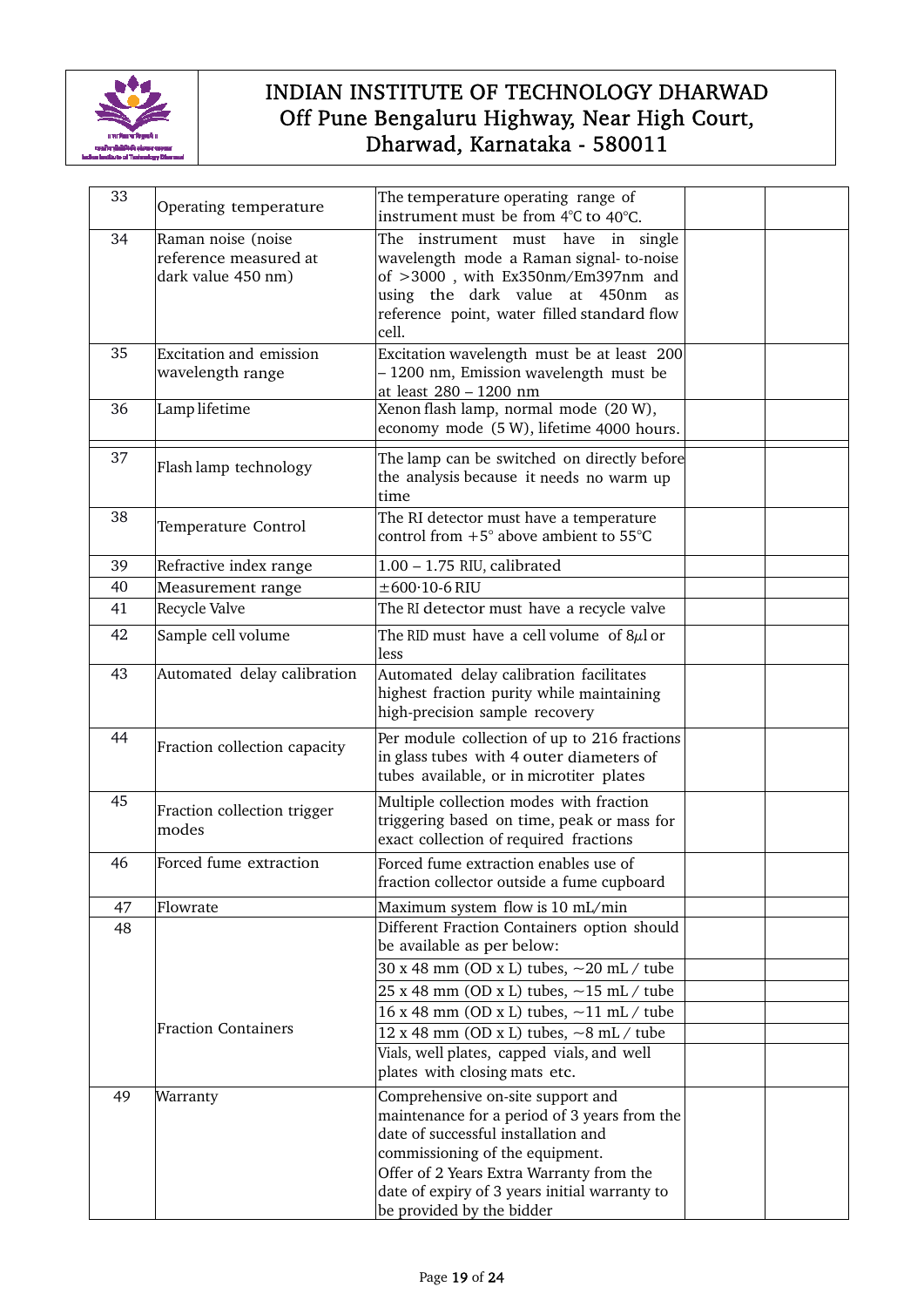| 33 | Operating temperature | The temperature operating range of instrument must be from 4°C to 40°C. | | |
|---|---|---|---|---|
| 34 | Raman noise (noise reference measured at dark value 450 nm) | The instrument must have in single wavelength mode a Raman signal- to-noise of >3000 , with Ex350nm/Em397nm and using the dark value at 450nm as reference point, water filled standard flow cell. | | |
| 35 | Excitation and emission wavelength range | Excitation wavelength must be at least 200 – 1200 nm, Emission wavelength must be at least 280 – 1200 nm | | |
| 36 | Lamp lifetime | Xenon flash lamp, normal mode (20 W), economy mode (5 W), lifetime 4000 hours. | | |
| 37 | Flash lamp technology | The lamp can be switched on directly before the analysis because it needs no warm up time | | |
| 38 | Temperature Control | The RI detector must have a temperature control from +5° above ambient to 55°C | | |
| 39 | Refractive index range | 1.00 – 1.75 RIU, calibrated | | |
| 40 | Measurement range | ±600·10-6 RIU | | |
| 41 | Recycle Valve | The RI detector must have a recycle valve | | |
| 42 | Sample cell volume | The RID must have a cell volume of 8$\mu$l or less | | |
| 43 | Automated delay calibration | Automated delay calibration facilitates highest fraction purity while maintaining high-precision sample recovery | | |
| 44 | Fraction collection capacity | Per module collection of up to 216 fractions in glass tubes with 4 outer diameters of tubes available, or in microtiter plates | | |
| 45 | Fraction collection trigger modes | Multiple collection modes with fraction triggering based on time, peak or mass for exact collection of required fractions | | |
| 46 | Forced fume extraction | Forced fume extraction enables use of fraction collector outside a fume cupboard | | |
| 47 | Flowrate | Maximum system flow is 10 mL/min | | |
| 48 | Fraction Containers | Different Fraction Containers option should be available as per below: | | |
| | | 30 x 48 mm (OD x L) tubes, ~20 mL / tube | | |
| | | 25 x 48 mm (OD x L) tubes, ~15 mL / tube | | |
| | | 16 x 48 mm (OD x L) tubes, ~11 mL / tube | | |
| | | 12 x 48 mm (OD x L) tubes, ~8 mL / tube | | |
| | | Vials, well plates, capped vials, and well plates with closing mats etc. | | |
| 49 | Warranty | Comprehensive on-site support and maintenance for a period of 3 years from the date of successful installation and commissioning of the equipment.<br>Offer of 2 Years Extra Warranty from the date of expiry of 3 years initial warranty to be provided by the bidder | | |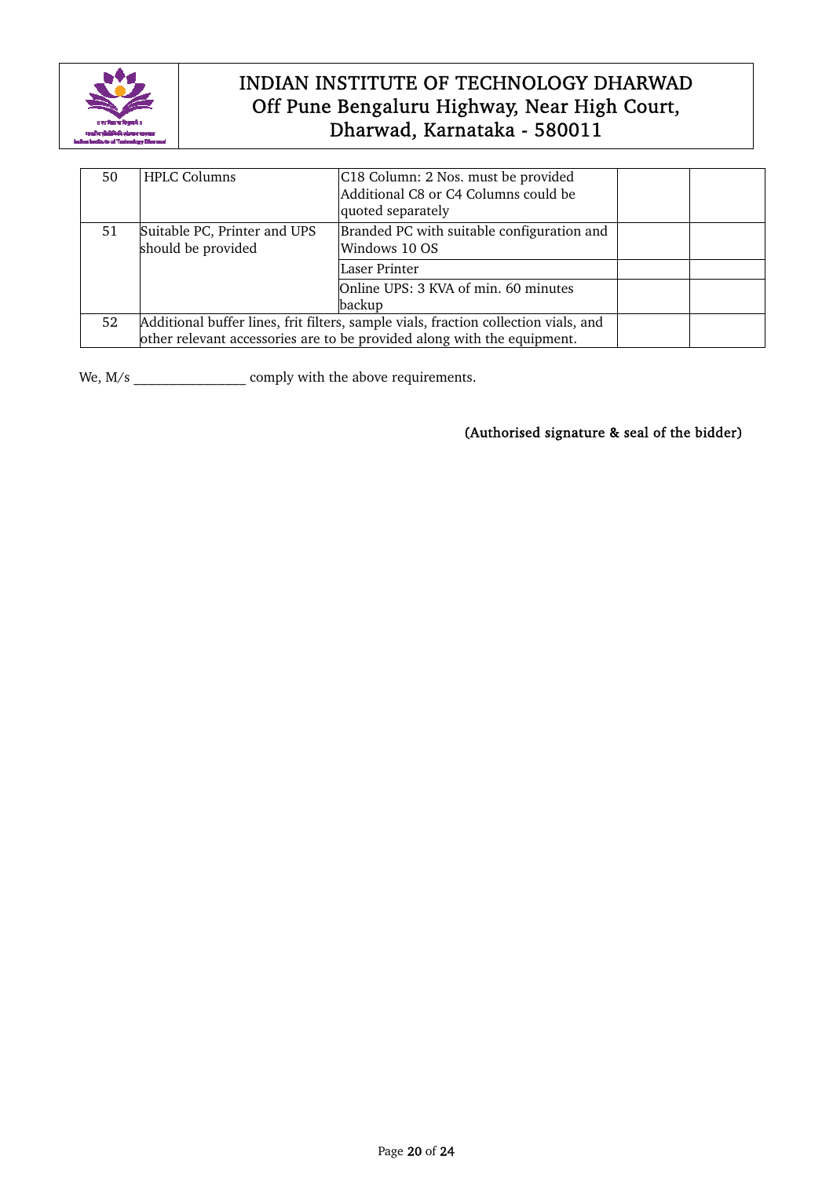# INDIAN INSTITUTE OF TECHNOLOGY DHARWAD
## Off Pune Bengaluru Highway, Near High Court, Dharwad, Karnataka - 580011

| | | | | |
|---|---|---|---|---|
| 50 | HPLC Columns | C18 Column: 2 Nos. must be provided Additional C8 or C4 Columns could be quoted separately | | |
| 51 | Suitable PC, Printer and UPS should be provided | Branded PC with suitable configuration and Windows 10 OS | | |
| | | Laser Printer | | |
| | | Online UPS: 3 KVA of min. 60 minutes backup | | |
| 52 | Additional buffer lines, frit filters, sample vials, fraction collection vials, and other relevant accessories are to be provided along with the equipment. | | | |

We, M/s ________________ comply with the above requirements.

**(Authorised signature & seal of the bidder)**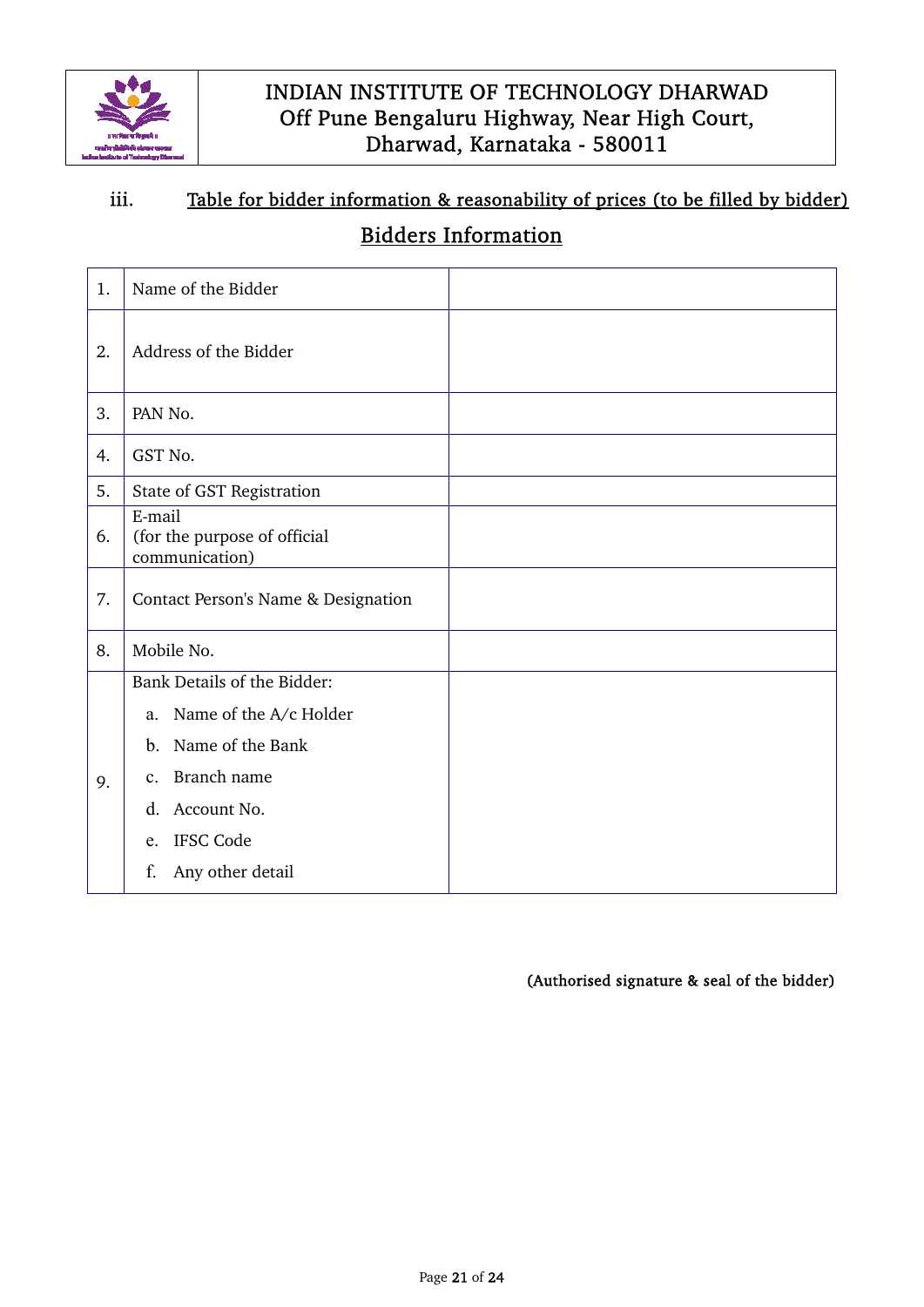# INDIAN INSTITUTE OF TECHNOLOGY DHARWAD
Off Pune Bengaluru Highway, Near High Court,
Dharwad, Karnataka - 580011

iii. Table for bidder information & reasonability of prices (to be filled by bidder)

## Bidders Information

| | | |
|---|---|---|
| 1. | Name of the Bidder | |
| 2. | Address of the Bidder | |
| 3. | PAN No. | |
| 4. | GST No. | |
| 5. | State of GST Registration | |
| 6. | E-mail (for the purpose of official communication) | |
| 7. | Contact Person's Name & Designation | |
| 8. | Mobile No. | |
| 9. | Bank Details of the Bidder: a. Name of the A/c Holder b. Name of the Bank c. Branch name d. Account No. e. IFSC Code f. Any other detail | |

(Authorised signature & seal of the bidder)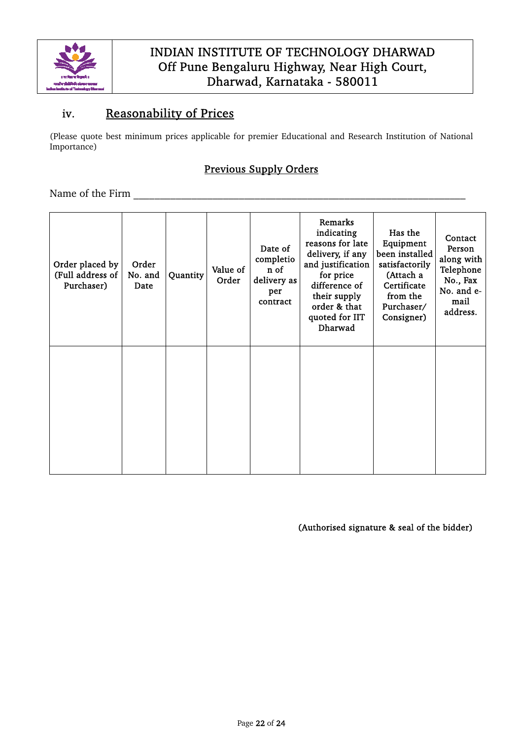# INDIAN INSTITUTE OF TECHNOLOGY DHARWAD
Off Pune Bengaluru Highway, Near High Court,
Dharwad, Karnataka - 580011

## iv. Reasonability of Prices

(Please quote best minimum prices applicable for premier Educational and Research Institution of National Importance)

### Previous Supply Orders

Name of the Firm ____________________________________________________________

| Order placed by (Full address of Purchaser) | Order No. and Date | Quantity | Value of Order | Date of completion of delivery as per contract | Remarks indicating reasons for late delivery, if any and justification for price difference of their supply order & that quoted for IIT Dharwad | Has the Equipment been installed satisfactorily (Attach a Certificate from the Purchaser/ Consigner) | Contact Person along with Telephone No., Fax No. and e-mail address. |
|---|---|---|---|---|---|---|---|
| | | | | | | | |

(Authorised signature & seal of the bidder)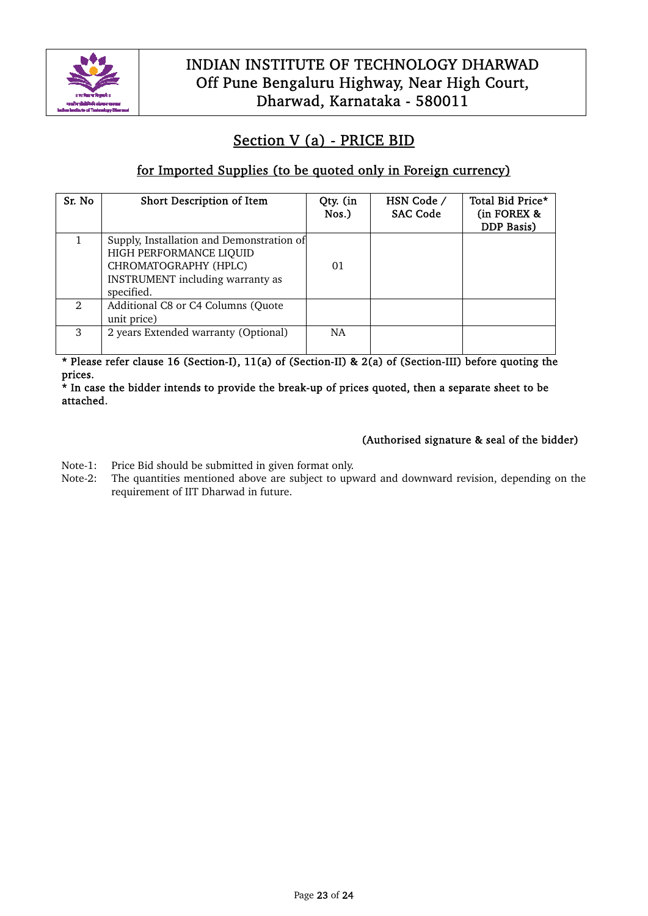# INDIAN INSTITUTE OF TECHNOLOGY DHARWAD
Off Pune Bengaluru Highway, Near High Court, Dharwad, Karnataka - 580011

## Section V (a) - PRICE BID

### for Imported Supplies (to be quoted only in Foreign currency)

| Sr. No | Short Description of Item | Qty. (in Nos.) | HSN Code / SAC Code | Total Bid Price* (in FOREX & DDP Basis) |
|---|---|---|---|---|
| 1 | Supply, Installation and Demonstration of HIGH PERFORMANCE LIQUID CHROMATOGRAPHY (HPLC) INSTRUMENT including warranty as specified. | 01 | | |
| 2 | Additional C8 or C4 Columns (Quote unit price) | | | |
| 3 | 2 years Extended warranty (Optional) | NA | | |

**\* Please refer clause 16 (Section-I), 11(a) of (Section-II) & 2(a) of (Section-III) before quoting the prices.**

**\* In case the bidder intends to provide the break-up of prices quoted, then a separate sheet to be attached.**

**(Authorised signature & seal of the bidder)**

Note-1: Price Bid should be submitted in given format only.

Note-2: The quantities mentioned above are subject to upward and downward revision, depending on the requirement of IIT Dharwad in future.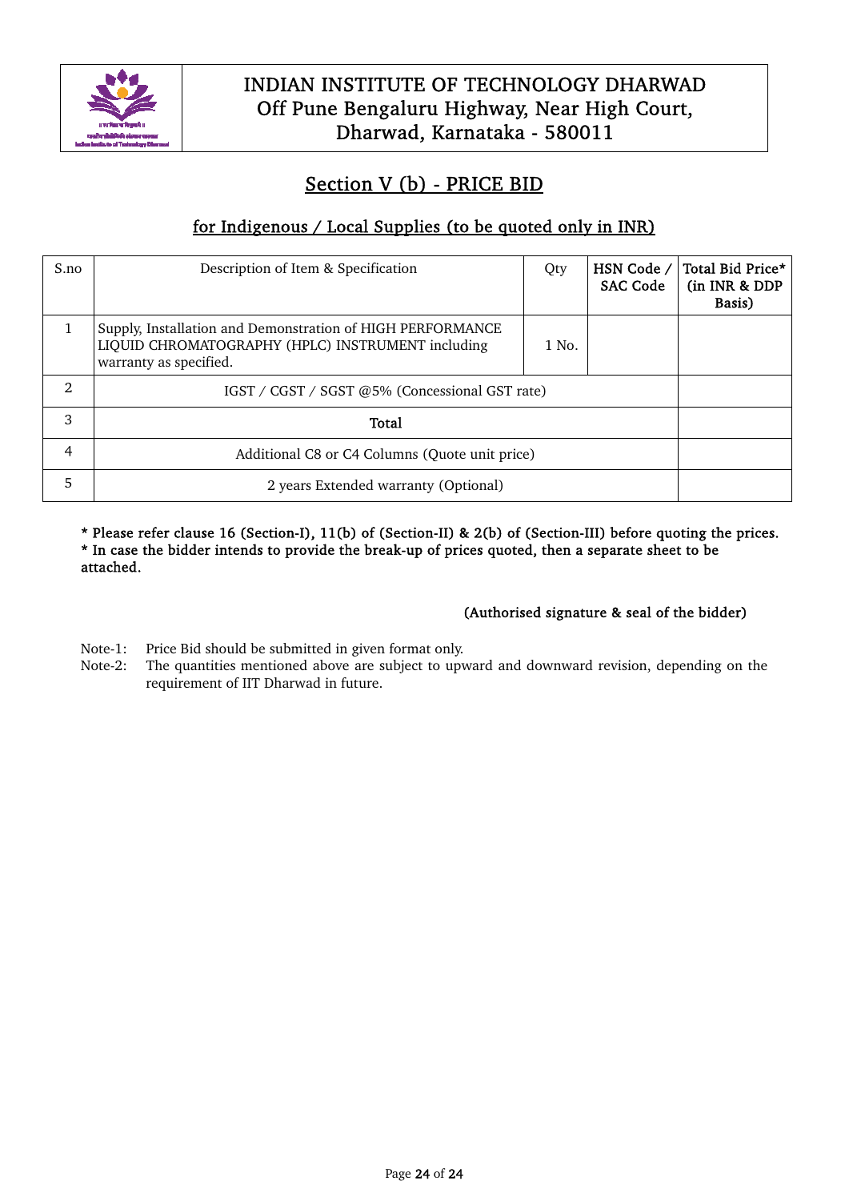INDIAN INSTITUTE OF TECHNOLOGY DHARWAD
Off Pune Bengaluru Highway, Near High Court,
Dharwad, Karnataka - 580011

# Section V (b) - PRICE BID

## for Indigenous / Local Supplies (to be quoted only in INR)

| S.no | Description of Item & Specification | Qty | HSN Code / SAC Code | Total Bid Price* (in INR & DDP Basis) |
|---|---|---|---|---|
| 1 | Supply, Installation and Demonstration of HIGH PERFORMANCE LIQUID CHROMATOGRAPHY (HPLC) INSTRUMENT including warranty as specified. | 1 No. | | |
| 2 | IGST / CGST / SGST @5% (Concessional GST rate) | | | |
| 3 | **Total** | | | |
| 4 | Additional C8 or C4 Columns (Quote unit price) | | | |
| 5 | 2 years Extended warranty (Optional) | | | |

**\* Please refer clause 16 (Section-I), 11(b) of (Section-II) & 2(b) of (Section-III) before quoting the prices.**
**\* In case the bidder intends to provide the break-up of prices quoted, then a separate sheet to be attached.**

**(Authorised signature & seal of the bidder)**

Note-1: Price Bid should be submitted in given format only.
Note-2: The quantities mentioned above are subject to upward and downward revision, depending on the requirement of IIT Dharwad in future.